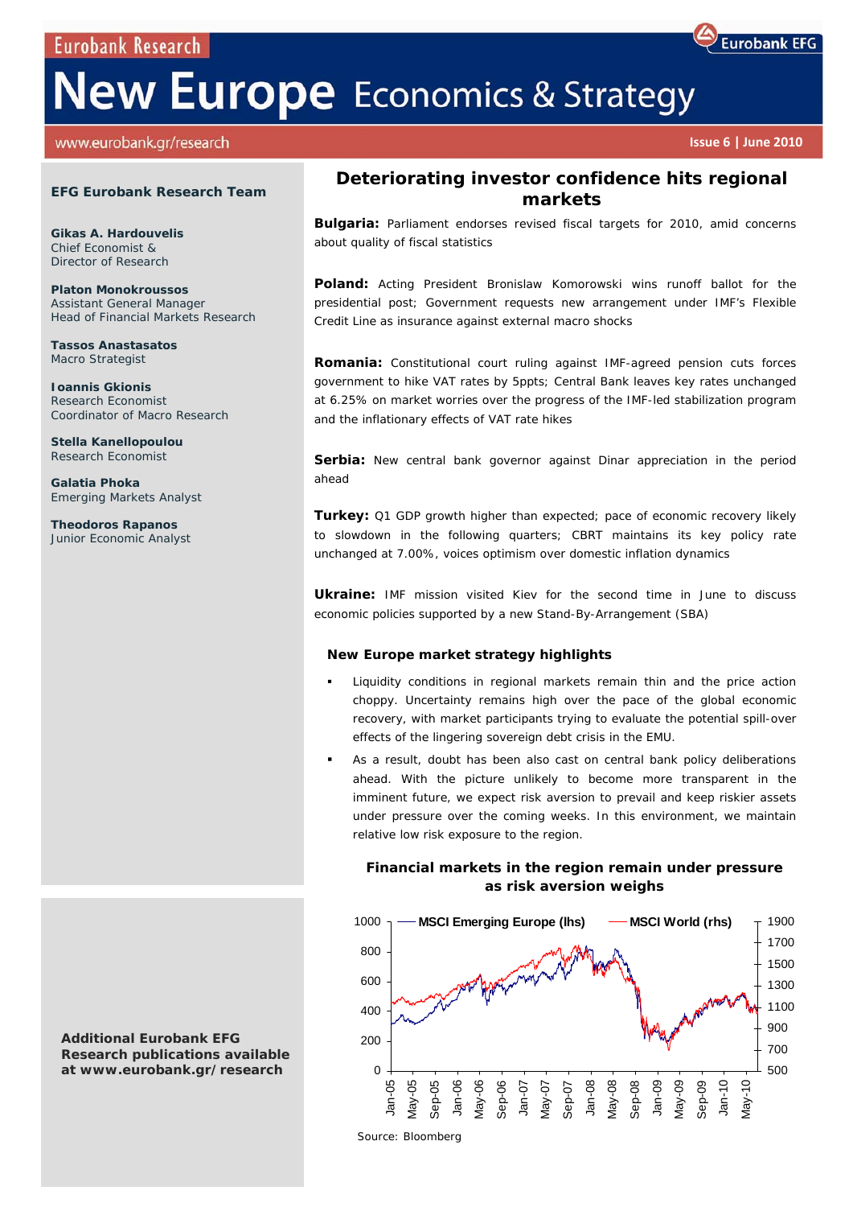Eurobank Research

Eurobank EFG

# New Europe Economics & Strategy

www.eurobank.gr/research

**Issue 6 | June 2010**

**EFG Eurobank Research Team**

**Gikas A. Hardouvelis**
Chief Economist &
Director of Research

**Platon Monokroussos**
Assistant General Manager
Head of Financial Markets Research

**Tassos Anastasatos**
Macro Strategist

**Ioannis Gkionis**
Research Economist
Coordinator of Macro Research

**Stella Kanellopoulou**
Research Economist

**Galatia Phoka**
Emerging Markets Analyst

**Theodoros Rapanos**
Junior Economic Analyst

**Additional Eurobank EFG Research publications available at www.eurobank.gr/research**

## Deteriorating investor confidence hits regional markets

**Bulgaria:** Parliament endorses revised fiscal targets for 2010, amid concerns about quality of fiscal statistics

**Poland:** Acting President Bronislaw Komorowski wins runoff ballot for the presidential post; Government requests new arrangement under IMF's Flexible Credit Line as insurance against external macro shocks

**Romania:** Constitutional court ruling against IMF-agreed pension cuts forces government to hike VAT rates by 5ppts; Central Bank leaves key rates unchanged at 6.25% on market worries over the progress of the IMF-led stabilization program and the inflationary effects of VAT rate hikes

**Serbia:** New central bank governor against Dinar appreciation in the period ahead

**Turkey:** Q1 GDP growth higher than expected; pace of economic recovery likely to slowdown in the following quarters; CBRT maintains its key policy rate unchanged at 7.00%, voices optimism over domestic inflation dynamics

**Ukraine:** IMF mission visited Kiev for the second time in June to discuss economic policies supported by a new Stand-By-Arrangement (SBA)

### New Europe market strategy highlights

- Liquidity conditions in regional markets remain thin and the price action choppy. Uncertainty remains high over the pace of the global economic recovery, with market participants trying to evaluate the potential spill-over effects of the lingering sovereign debt crisis in the EMU.
- As a result, doubt has been also cast on central bank policy deliberations ahead. With the picture unlikely to become more transparent in the imminent future, we expect risk aversion to prevail and keep riskier assets under pressure over the coming weeks. In this environment, we maintain relative low risk exposure to the region.

**Financial markets in the region remain under pressure as risk aversion weighs**

Source: Bloomberg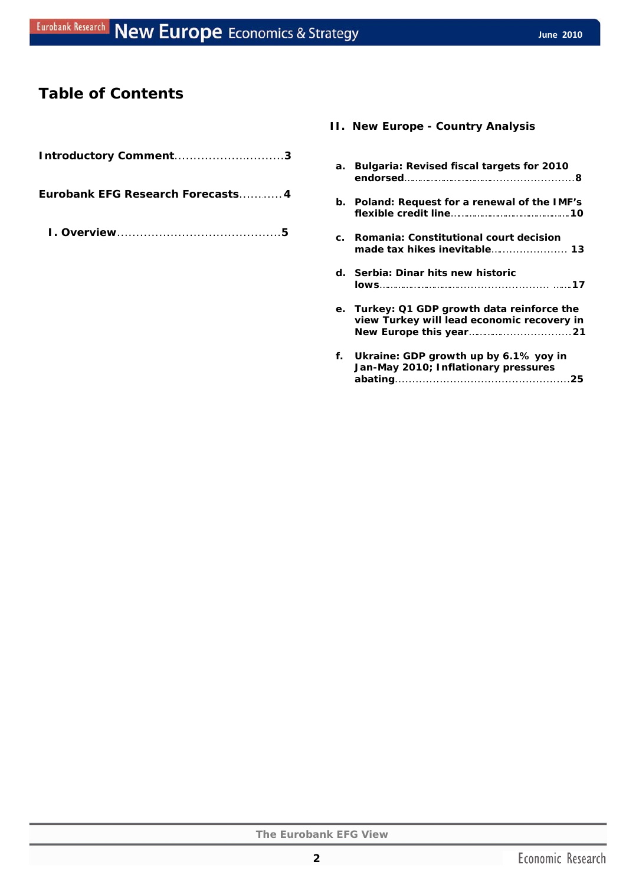# Table of Contents

**Introductory Comment**.............................3

**Eurobank EFG Research Forecasts**...........4

**I. Overview**...........................................5

## II. New Europe - Country Analysis

a. **Bulgaria: Revised fiscal targets for 2010 endorsed**....................................................8

b. **Poland: Request for a renewal of the IMF's flexible credit line**.....................................10

c. **Romania: Constitutional court decision made tax hikes inevitable**...................... 13

d. **Serbia: Dinar hits new historic lows**.......................................................17

e. **Turkey: Q1 GDP growth data reinforce the view Turkey will lead economic recovery in New Europe this year**..............................21

f. **Ukraine: GDP growth up by 6.1% yoy in Jan-May 2010; Inflationary pressures abating**..................................................25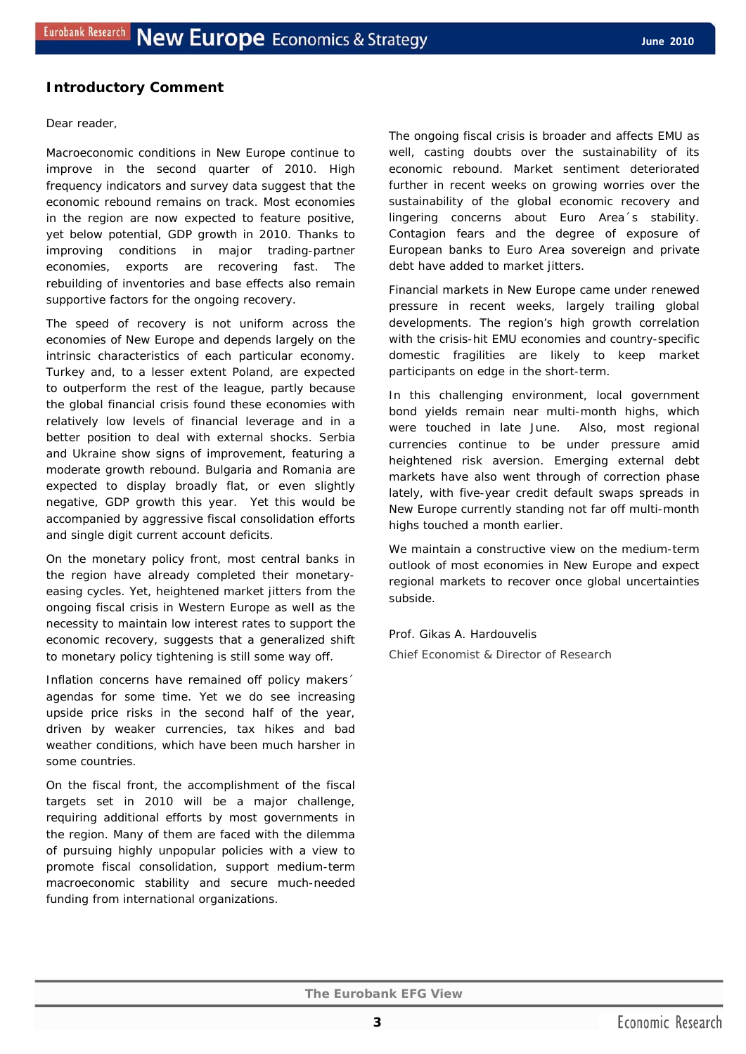## Introductory Comment

Dear reader,

Macroeconomic conditions in New Europe continue to improve in the second quarter of 2010. High frequency indicators and survey data suggest that the economic rebound remains on track. Most economies in the region are now expected to feature positive, yet below potential, GDP growth in 2010. Thanks to improving conditions in major trading-partner economies, exports are recovering fast. The rebuilding of inventories and base effects also remain supportive factors for the ongoing recovery.

The speed of recovery is not uniform across the economies of New Europe and depends largely on the intrinsic characteristics of each particular economy. Turkey and, to a lesser extent Poland, are expected to outperform the rest of the league, partly because the global financial crisis found these economies with relatively low levels of financial leverage and in a better position to deal with external shocks. Serbia and Ukraine show signs of improvement, featuring a moderate growth rebound. Bulgaria and Romania are expected to display broadly flat, or even slightly negative, GDP growth this year. Yet this would be accompanied by aggressive fiscal consolidation efforts and single digit current account deficits.

On the monetary policy front, most central banks in the region have already completed their monetary-easing cycles. Yet, heightened market jitters from the ongoing fiscal crisis in Western Europe as well as the necessity to maintain low interest rates to support the economic recovery, suggests that a generalized shift to monetary policy tightening is still some way off.

Inflation concerns have remained off policy makers´ agendas for some time. Yet we do see increasing upside price risks in the second half of the year, driven by weaker currencies, tax hikes and bad weather conditions, which have been much harsher in some countries.

On the fiscal front, the accomplishment of the fiscal targets set in 2010 will be a major challenge, requiring additional efforts by most governments in the region. Many of them are faced with the dilemma of pursuing highly unpopular policies with a view to promote fiscal consolidation, support medium-term macroeconomic stability and secure much-needed funding from international organizations.

The ongoing fiscal crisis is broader and affects EMU as well, casting doubts over the sustainability of its economic rebound. Market sentiment deteriorated further in recent weeks on growing worries over the sustainability of the global economic recovery and lingering concerns about Euro Area´s stability. Contagion fears and the degree of exposure of European banks to Euro Area sovereign and private debt have added to market jitters.

Financial markets in New Europe came under renewed pressure in recent weeks, largely trailing global developments. The region's high growth correlation with the crisis-hit EMU economies and country-specific domestic fragilities are likely to keep market participants on edge in the short-term.

In this challenging environment, local government bond yields remain near multi-month highs, which were touched in late June. Also, most regional currencies continue to be under pressure amid heightened risk aversion. Emerging external debt markets have also went through of correction phase lately, with five-year credit default swaps spreads in New Europe currently standing not far off multi-month highs touched a month earlier.

We maintain a constructive view on the medium-term outlook of most economies in New Europe and expect regional markets to recover once global uncertainties subside.

Prof. Gikas A. Hardouvelis

Chief Economist & Director of Research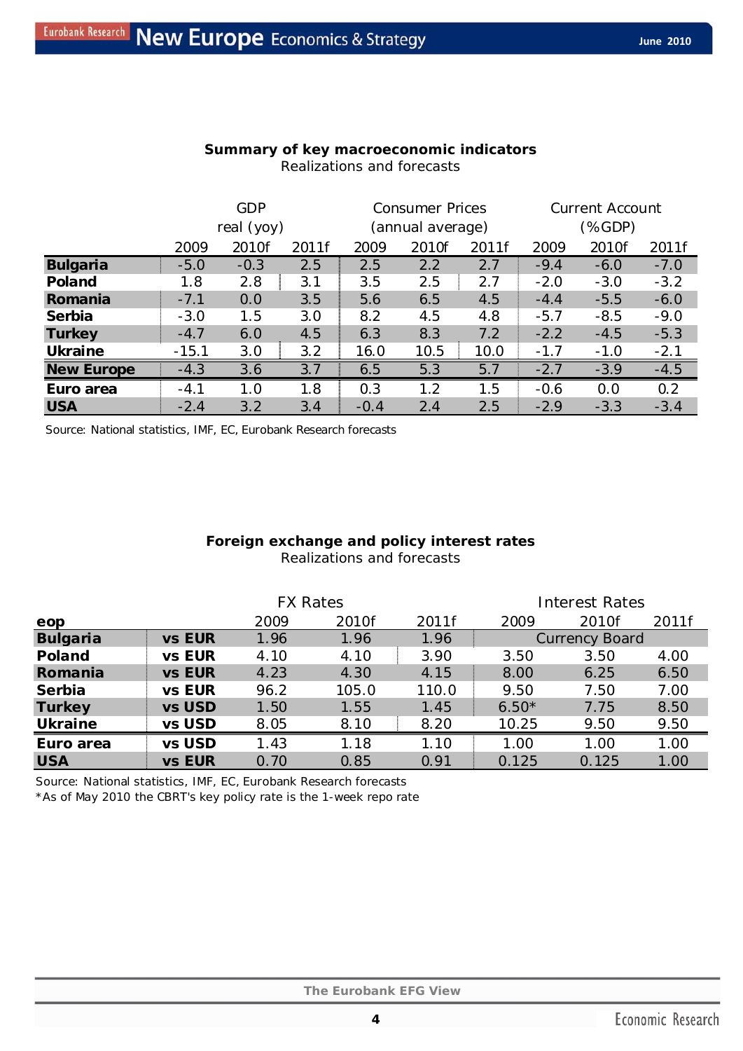**Summary of key macroeconomic indicators**
Realizations and forecasts

| | GDP real (yoy) | | | Consumer Prices (annual average) | | | Current Account (%GDP) | | |
|---|---|---|---|---|---|---|---|---|---|
| | 2009 | 2010f | 2011f | 2009 | 2010f | 2011f | 2009 | 2010f | 2011f |
| **Bulgaria** | -5.0 | -0.3 | 2.5 | 2.5 | 2.2 | 2.7 | -9.4 | -6.0 | -7.0 |
| **Poland** | 1.8 | 2.8 | 3.1 | 3.5 | 2.5 | 2.7 | -2.0 | -3.0 | -3.2 |
| **Romania** | -7.1 | 0.0 | 3.5 | 5.6 | 6.5 | 4.5 | -4.4 | -5.5 | -6.0 |
| **Serbia** | -3.0 | 1.5 | 3.0 | 8.2 | 4.5 | 4.8 | -5.7 | -8.5 | -9.0 |
| **Turkey** | -4.7 | 6.0 | 4.5 | 6.3 | 8.3 | 7.2 | -2.2 | -4.5 | -5.3 |
| **Ukraine** | -15.1 | 3.0 | 3.2 | 16.0 | 10.5 | 10.0 | -1.7 | -1.0 | -2.1 |
| **New Europe** | -4.3 | 3.6 | 3.7 | 6.5 | 5.3 | 5.7 | -2.7 | -3.9 | -4.5 |
| **Euro area** | -4.1 | 1.0 | 1.8 | 0.3 | 1.2 | 1.5 | -0.6 | 0.0 | 0.2 |
| **USA** | -2.4 | 3.2 | 3.4 | -0.4 | 2.4 | 2.5 | -2.9 | -3.3 | -3.4 |

Source: National statistics, IMF, EC, Eurobank Research forecasts

**Foreign exchange and policy interest rates**
Realizations and forecasts

| | | FX Rates | | | Interest Rates | | |
|---|---|---|---|---|---|---|---|
| **eop** | | 2009 | 2010f | 2011f | 2009 | 2010f | 2011f |
| **Bulgaria** | **vs EUR** | 1.96 | 1.96 | 1.96 | Currency Board | | |
| **Poland** | **vs EUR** | 4.10 | 4.10 | 3.90 | 3.50 | 3.50 | 4.00 |
| **Romania** | **vs EUR** | 4.23 | 4.30 | 4.15 | 8.00 | 6.25 | 6.50 |
| **Serbia** | **vs EUR** | 96.2 | 105.0 | 110.0 | 9.50 | 7.50 | 7.00 |
| **Turkey** | **vs USD** | 1.50 | 1.55 | 1.45 | 6.50* | 7.75 | 8.50 |
| **Ukraine** | **vs USD** | 8.05 | 8.10 | 8.20 | 10.25 | 9.50 | 9.50 |
| **Euro area** | **vs USD** | 1.43 | 1.18 | 1.10 | 1.00 | 1.00 | 1.00 |
| **USA** | **vs EUR** | 0.70 | 0.85 | 0.91 | 0.125 | 0.125 | 1.00 |

Source: National statistics, IMF, EC, Eurobank Research forecasts
*As of May 2010 the CBRT's key policy rate is the 1-week repo rate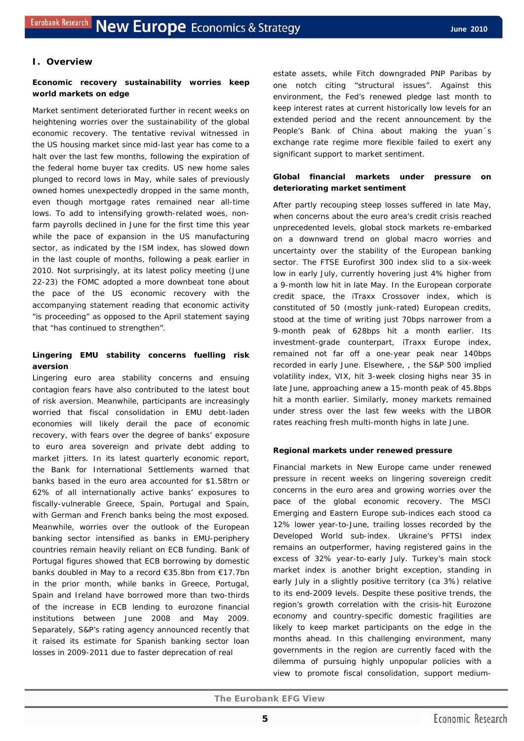## I. Overview

**Economic recovery sustainability worries keep world markets on edge**

Market sentiment deteriorated further in recent weeks on heightening worries over the sustainability of the global economic recovery. The tentative revival witnessed in the US housing market since mid-last year has come to a halt over the last few months, following the expiration of the federal home buyer tax credits. US new home sales plunged to record lows in May, while sales of previously owned homes unexpectedly dropped in the same month, even though mortgage rates remained near all-time lows. To add to intensifying growth-related woes, non-farm payrolls declined in June for the first time this year while the pace of expansion in the US manufacturing sector, as indicated by the ISM index, has slowed down in the last couple of months, following a peak earlier in 2010. Not surprisingly, at its latest policy meeting (June 22-23) the FOMC adopted a more downbeat tone about the pace of the US economic recovery with the accompanying statement reading that economic activity "is proceeding" as opposed to the April statement saying that "has continued to strengthen".

**Lingering EMU stability concerns fuelling risk aversion**

Lingering euro area stability concerns and ensuing contagion fears have also contributed to the latest bout of risk aversion. Meanwhile, participants are increasingly worried that fiscal consolidation in EMU debt-laden economies will likely derail the pace of economic recovery, with fears over the degree of banks' exposure to euro area sovereign and private debt adding to market jitters. In its latest quarterly economic report, the Bank for International Settlements warned that banks based in the euro area accounted for \$1.58trn or 62% of all internationally active banks' exposures to fiscally-vulnerable Greece, Spain, Portugal and Spain, with German and French banks being the most exposed. Meanwhile, worries over the outlook of the European banking sector intensified as banks in EMU-periphery countries remain heavily reliant on ECB funding. Bank of Portugal figures showed that ECB borrowing by domestic banks doubled in May to a record €35.8bn from €17.7bn in the prior month, while banks in Greece, Portugal, Spain and Ireland have borrowed more than two-thirds of the increase in ECB lending to eurozone financial institutions between June 2008 and May 2009. Separately, S&P's rating agency announced recently that it raised its estimate for Spanish banking sector loan losses in 2009-2011 due to faster deprecation of real estate assets, while Fitch downgraded PNP Paribas by one notch citing "structural issues". Against this environment, the Fed's renewed pledge last month to keep interest rates at current historically low levels for an extended period and the recent announcement by the People's Bank of China about making the yuan´s exchange rate regime more flexible failed to exert any significant support to market sentiment.

**Global financial markets under pressure on deteriorating market sentiment**

After partly recouping steep losses suffered in late May, when concerns about the euro area's credit crisis reached unprecedented levels, global stock markets re-embarked on a downward trend on global macro worries and uncertainty over the stability of the European banking sector. The FTSE Eurofirst 300 index slid to a six-week low in early July, currently hovering just 4% higher from a 9-month low hit in late May. In the European corporate credit space, the iTraxx Crossover index, which is constituted of 50 (mostly junk-rated) European credits, stood at the time of writing just 70bps narrower from a 9-month peak of 628bps hit a month earlier. Its investment-grade counterpart, iTraxx Europe index, remained not far off a one-year peak near 140bps recorded in early June. Elsewhere, , the S&P 500 implied volatility index, VIX, hit 3-week closing highs near 35 in late June, approaching anew a 15-month peak of 45.8bps hit a month earlier. Similarly, money markets remained under stress over the last few weeks with the LIBOR rates reaching fresh multi-month highs in late June.

**Regional markets under renewed pressure**

Financial markets in New Europe came under renewed pressure in recent weeks on lingering sovereign credit concerns in the euro area and growing worries over the pace of the global economic recovery. The MSCI Emerging and Eastern Europe sub-indices each stood ca 12% lower year-to-June, trailing losses recorded by the Developed World sub-index. Ukraine's PFTSI index remains an outperformer, having registered gains in the excess of 32% year-to-early July. Turkey's main stock market index is another bright exception, standing in early July in a slightly positive territory (ca 3%) relative to its end-2009 levels. Despite these positive trends, the region's growth correlation with the crisis-hit Eurozone economy and country-specific domestic fragilities are likely to keep market participants on the edge in the months ahead. In this challenging environment, many governments in the region are currently faced with the dilemma of pursuing highly unpopular policies with a view to promote fiscal consolidation, support medium-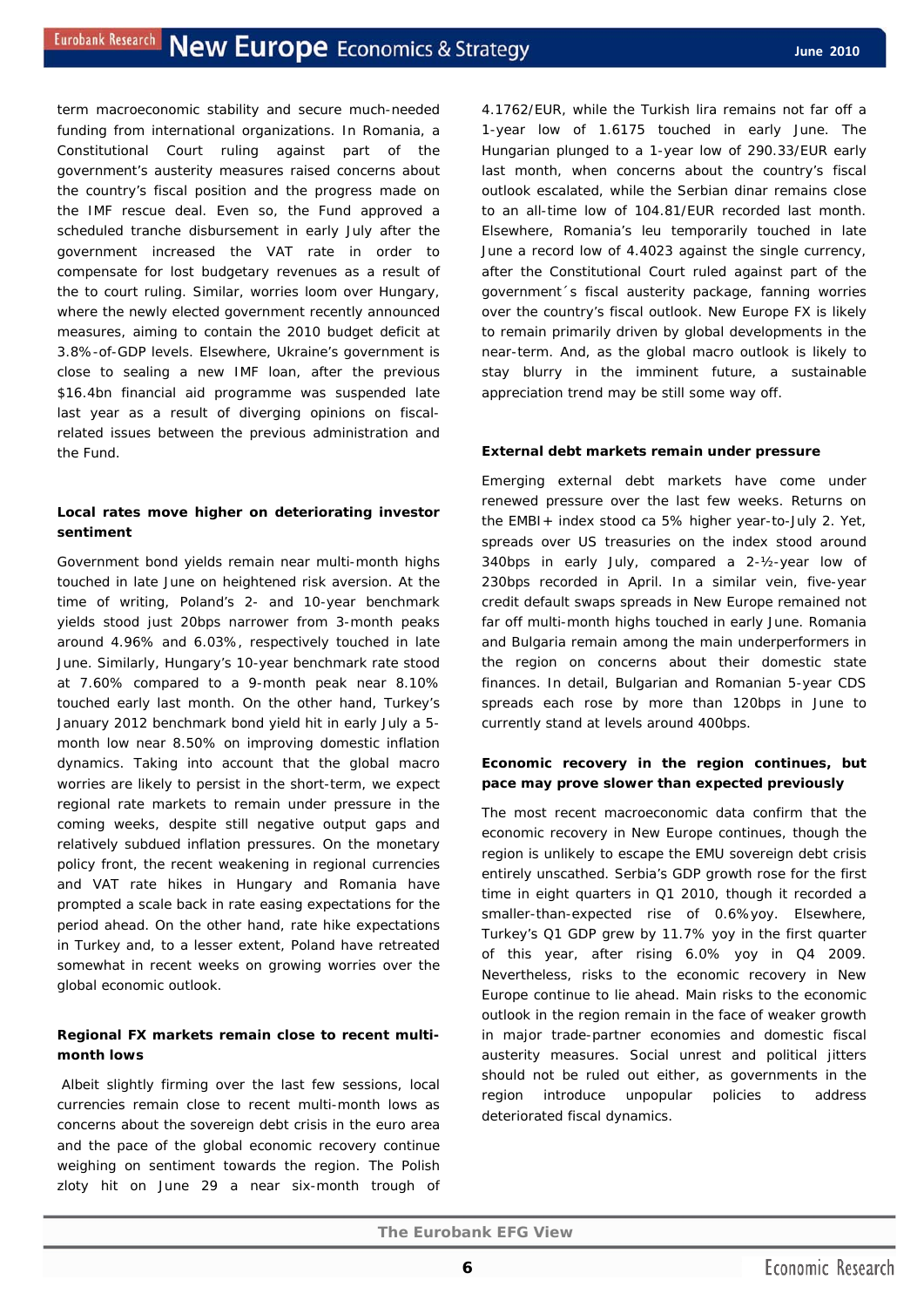term macroeconomic stability and secure much-needed funding from international organizations. In Romania, a Constitutional Court ruling against part of the government's austerity measures raised concerns about the country's fiscal position and the progress made on the IMF rescue deal. Even so, the Fund approved a scheduled tranche disbursement in early July after the government increased the VAT rate in order to compensate for lost budgetary revenues as a result of the to court ruling. Similar, worries loom over Hungary, where the newly elected government recently announced measures, aiming to contain the 2010 budget deficit at 3.8%-of-GDP levels. Elsewhere, Ukraine's government is close to sealing a new IMF loan, after the previous $16.4bn financial aid programme was suspended late last year as a result of diverging opinions on fiscal-related issues between the previous administration and the Fund.

**Local rates move higher on deteriorating investor sentiment**

Government bond yields remain near multi-month highs touched in late June on heightened risk aversion. At the time of writing, Poland's 2- and 10-year benchmark yields stood just 20bps narrower from 3-month peaks around 4.96% and 6.03%, respectively touched in late June. Similarly, Hungary's 10-year benchmark rate stood at 7.60% compared to a 9-month peak near 8.10% touched early last month. On the other hand, Turkey's January 2012 benchmark bond yield hit in early July a 5-month low near 8.50% on improving domestic inflation dynamics. Taking into account that the global macro worries are likely to persist in the short-term, we expect regional rate markets to remain under pressure in the coming weeks, despite still negative output gaps and relatively subdued inflation pressures. On the monetary policy front, the recent weakening in regional currencies and VAT rate hikes in Hungary and Romania have prompted a scale back in rate easing expectations for the period ahead. On the other hand, rate hike expectations in Turkey and, to a lesser extent, Poland have retreated somewhat in recent weeks on growing worries over the global economic outlook.

**Regional FX markets remain close to recent multi-month lows**

Albeit slightly firming over the last few sessions, local currencies remain close to recent multi-month lows as concerns about the sovereign debt crisis in the euro area and the pace of the global economic recovery continue weighing on sentiment towards the region. The Polish zloty hit on June 29 a near six-month trough of 4.1762/EUR, while the Turkish lira remains not far off a 1-year low of 1.6175 touched in early June. The Hungarian plunged to a 1-year low of 290.33/EUR early last month, when concerns about the country's fiscal outlook escalated, while the Serbian dinar remains close to an all-time low of 104.81/EUR recorded last month. Elsewhere, Romania's leu temporarily touched in late June a record low of 4.4023 against the single currency, after the Constitutional Court ruled against part of the government´s fiscal austerity package, fanning worries over the country's fiscal outlook. New Europe FX is likely to remain primarily driven by global developments in the near-term. And, as the global macro outlook is likely to stay blurry in the imminent future, a sustainable appreciation trend may be still some way off.

**External debt markets remain under pressure**

Emerging external debt markets have come under renewed pressure over the last few weeks. Returns on the EMBI+ index stood ca 5% higher year-to-July 2. Yet, spreads over US treasuries on the index stood around 340bps in early July, compared a 2-½-year low of 230bps recorded in April. In a similar vein, five-year credit default swaps spreads in New Europe remained not far off multi-month highs touched in early June. Romania and Bulgaria remain among the main underperformers in the region on concerns about their domestic state finances. In detail, Bulgarian and Romanian 5-year CDS spreads each rose by more than 120bps in June to currently stand at levels around 400bps.

**Economic recovery in the region continues, but pace may prove slower than expected previously**

The most recent macroeconomic data confirm that the economic recovery in New Europe continues, though the region is unlikely to escape the EMU sovereign debt crisis entirely unscathed. Serbia's GDP growth rose for the first time in eight quarters in Q1 2010, though it recorded a smaller-than-expected rise of 0.6%yoy. Elsewhere, Turkey's Q1 GDP grew by 11.7% yoy in the first quarter of this year, after rising 6.0% yoy in Q4 2009. Nevertheless, risks to the economic recovery in New Europe continue to lie ahead. Main risks to the economic outlook in the region remain in the face of weaker growth in major trade-partner economies and domestic fiscal austerity measures. Social unrest and political jitters should not be ruled out either, as governments in the region introduce unpopular policies to address deteriorated fiscal dynamics.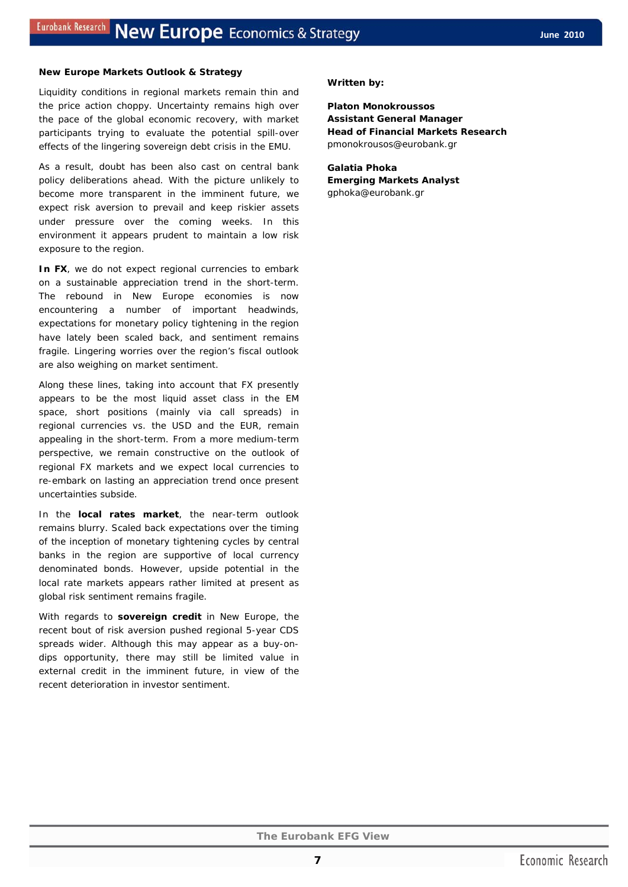## New Europe Markets Outlook & Strategy

Liquidity conditions in regional markets remain thin and the price action choppy. Uncertainty remains high over the pace of the global economic recovery, with market participants trying to evaluate the potential spill-over effects of the lingering sovereign debt crisis in the EMU.

As a result, doubt has been also cast on central bank policy deliberations ahead. With the picture unlikely to become more transparent in the imminent future, we expect risk aversion to prevail and keep riskier assets under pressure over the coming weeks. In this environment it appears prudent to maintain a low risk exposure to the region.

**In FX**, we do not expect regional currencies to embark on a sustainable appreciation trend in the short-term. The rebound in New Europe economies is now encountering a number of important headwinds, expectations for monetary policy tightening in the region have lately been scaled back, and sentiment remains fragile. Lingering worries over the region's fiscal outlook are also weighing on market sentiment.

Along these lines, taking into account that FX presently appears to be the most liquid asset class in the EM space, short positions (mainly via call spreads) in regional currencies vs. the USD and the EUR, remain appealing in the short-term. From a more medium-term perspective, we remain constructive on the outlook of regional FX markets and we expect local currencies to re-embark on lasting an appreciation trend once present uncertainties subside.

In the **local rates market**, the near-term outlook remains blurry. Scaled back expectations over the timing of the inception of monetary tightening cycles by central banks in the region are supportive of local currency denominated bonds. However, upside potential in the local rate markets appears rather limited at present as global risk sentiment remains fragile.

With regards to **sovereign credit** in New Europe, the recent bout of risk aversion pushed regional 5-year CDS spreads wider. Although this may appear as a buy-on-dips opportunity, there may still be limited value in external credit in the imminent future, in view of the recent deterioration in investor sentiment.

**Written by:**

**Platon Monokroussos**
**Assistant General Manager**
**Head of Financial Markets Research**
pmonokrousos@eurobank.gr

**Galatia Phoka**
**Emerging Markets Analyst**
gphoka@eurobank.gr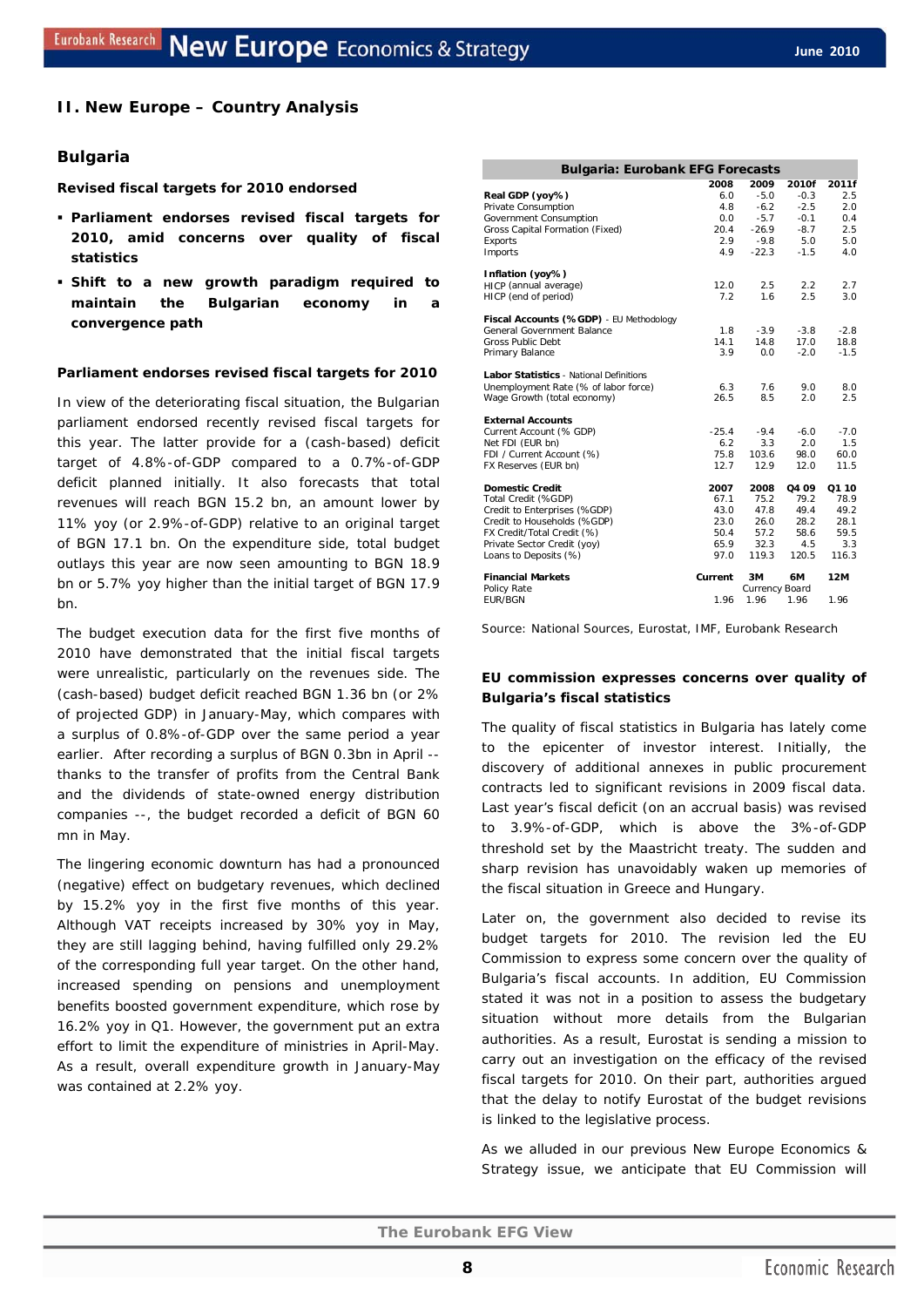## II. New Europe – Country Analysis

### Bulgaria

**Revised fiscal targets for 2010 endorsed**

- **Parliament endorses revised fiscal targets for 2010, amid concerns over quality of fiscal statistics**
- **Shift to a new growth paradigm required to maintain the Bulgarian economy in a convergence path**

**Parliament endorses revised fiscal targets for 2010**

In view of the deteriorating fiscal situation, the Bulgarian parliament endorsed recently revised fiscal targets for this year. The latter provide for a (cash-based) deficit target of 4.8%-of-GDP compared to a 0.7%-of-GDP deficit planned initially. It also forecasts that total revenues will reach BGN 15.2 bn, an amount lower by 11% yoy (or 2.9%-of-GDP) relative to an original target of BGN 17.1 bn. On the expenditure side, total budget outlays this year are now seen amounting to BGN 18.9 bn or 5.7% yoy higher than the initial target of BGN 17.9 bn.

The budget execution data for the first five months of 2010 have demonstrated that the initial fiscal targets were unrealistic, particularly on the revenues side. The (cash-based) budget deficit reached BGN 1.36 bn (or 2% of projected GDP) in January-May, which compares with a surplus of 0.8%-of-GDP over the same period a year earlier. After recording a surplus of BGN 0.3bn in April -- thanks to the transfer of profits from the Central Bank and the dividends of state-owned energy distribution companies --, the budget recorded a deficit of BGN 60 mn in May.

The lingering economic downturn has had a pronounced (negative) effect on budgetary revenues, which declined by 15.2% yoy in the first five months of this year. Although VAT receipts increased by 30% yoy in May, they are still lagging behind, having fulfilled only 29.2% of the corresponding full year target. On the other hand, increased spending on pensions and unemployment benefits boosted government expenditure, which rose by 16.2% yoy in Q1. However, the government put an extra effort to limit the expenditure of ministries in April-May. As a result, overall expenditure growth in January-May was contained at 2.2% yoy.

**Bulgaria: Eurobank EFG Forecasts**

| | 2008 | 2009 | 2010f | 2011f |
|---|---|---|---|---|
| **Real GDP (yoy%)** | 6.0 | -5.0 | -0.3 | 2.5 |
| Private Consumption | 4.8 | -6.2 | -2.5 | 2.0 |
| Government Consumption | 0.0 | -5.7 | -0.1 | 0.4 |
| Gross Capital Formation (Fixed) | 20.4 | -26.9 | -8.7 | 2.5 |
| Exports | 2.9 | -9.8 | 5.0 | 5.0 |
| Imports | 4.9 | -22.3 | -1.5 | 4.0 |
| **Inflation (yoy%)** | | | | |
| HICP (annual average) | 12.0 | 2.5 | 2.2 | 2.7 |
| HICP (end of period) | 7.2 | 1.6 | 2.5 | 3.0 |
| **Fiscal Accounts (%GDP)** - EU Methodology | | | | |
| General Government Balance | 1.8 | -3.9 | -3.8 | -2.8 |
| Gross Public Debt | 14.1 | 14.8 | 17.0 | 18.8 |
| Primary Balance | 3.9 | 0.0 | -2.0 | -1.5 |
| **Labor Statistics** - National Definitions | | | | |
| Unemployment Rate (% of labor force) | 6.3 | 7.6 | 9.0 | 8.0 |
| Wage Growth (total economy) | 26.5 | 8.5 | 2.0 | 2.5 |
| **External Accounts** | | | | |
| Current Account (% GDP) | -25.4 | -9.4 | -6.0 | -7.0 |
| Net FDI (EUR bn) | 6.2 | 3.3 | 2.0 | 1.5 |
| FDI / Current Account (%) | 75.8 | 103.6 | 98.0 | 60.0 |
| FX Reserves (EUR bn) | 12.7 | 12.9 | 12.0 | 11.5 |
| **Domestic Credit** | **2007** | **2008** | **Q4 09** | **Q1 10** |
| Total Credit (%GDP) | 67.1 | 75.2 | 79.2 | 78.9 |
| Credit to Enterprises (%GDP) | 43.0 | 47.8 | 49.4 | 49.2 |
| Credit to Households (%GDP) | 23.0 | 26.0 | 28.2 | 28.1 |
| FX Credit/Total Credit (%) | 50.4 | 57.2 | 58.6 | 59.5 |
| Private Sector Credit (yoy) | 65.9 | 32.3 | 4.5 | 3.3 |
| Loans to Deposits (%) | 97.0 | 119.3 | 120.5 | 116.3 |
| **Financial Markets** | **Current** | **3M** | **6M** | **12M** |
| Policy Rate | | Currency Board | | |
| EUR/BGN | 1.96 | 1.96 | 1.96 | 1.96 |

Source: National Sources, Eurostat, IMF, Eurobank Research

**EU commission expresses concerns over quality of Bulgaria's fiscal statistics**

The quality of fiscal statistics in Bulgaria has lately come to the epicenter of investor interest. Initially, the discovery of additional annexes in public procurement contracts led to significant revisions in 2009 fiscal data. Last year's fiscal deficit (on an accrual basis) was revised to 3.9%-of-GDP, which is above the 3%-of-GDP threshold set by the Maastricht treaty. The sudden and sharp revision has unavoidably waken up memories of the fiscal situation in Greece and Hungary.

Later on, the government also decided to revise its budget targets for 2010. The revision led the EU Commission to express some concern over the quality of Bulgaria's fiscal accounts. In addition, EU Commission stated it was not in a position to assess the budgetary situation without more details from the Bulgarian authorities. As a result, Eurostat is sending a mission to carry out an investigation on the efficacy of the revised fiscal targets for 2010. On their part, authorities argued that the delay to notify Eurostat of the budget revisions is linked to the legislative process.

As we alluded in our previous New Europe Economics & Strategy issue, we anticipate that EU Commission will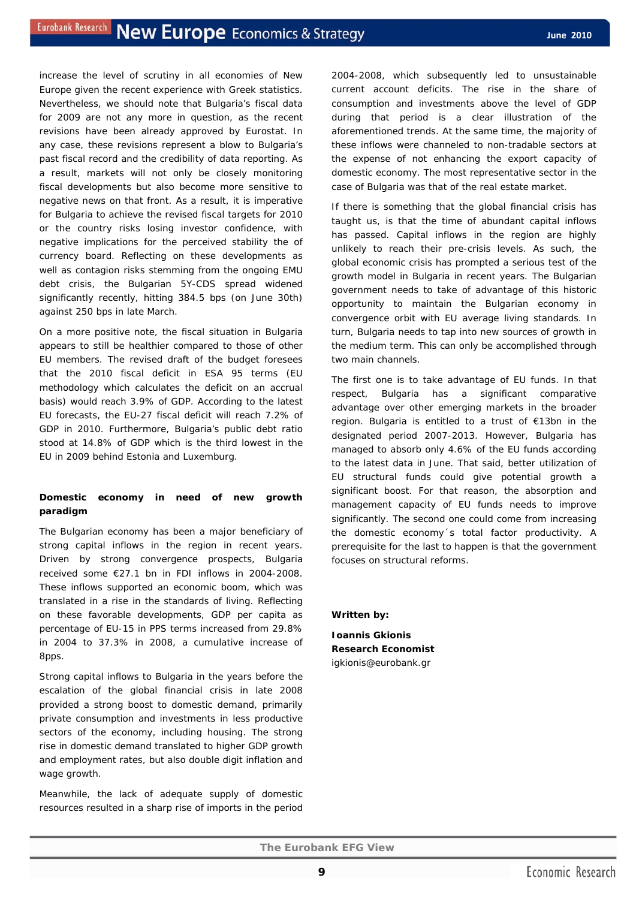increase the level of scrutiny in all economies of New Europe given the recent experience with Greek statistics. Nevertheless, we should note that Bulgaria's fiscal data for 2009 are not any more in question, as the recent revisions have been already approved by Eurostat. In any case, these revisions represent a blow to Bulgaria's past fiscal record and the credibility of data reporting. As a result, markets will not only be closely monitoring fiscal developments but also become more sensitive to negative news on that front. As a result, it is imperative for Bulgaria to achieve the revised fiscal targets for 2010 or the country risks losing investor confidence, with negative implications for the perceived stability the of currency board. Reflecting on these developments as well as contagion risks stemming from the ongoing EMU debt crisis, the Bulgarian 5Y-CDS spread widened significantly recently, hitting 384.5 bps (on June 30th) against 250 bps in late March.

On a more positive note, the fiscal situation in Bulgaria appears to still be healthier compared to those of other EU members. The revised draft of the budget foresees that the 2010 fiscal deficit in ESA 95 terms (EU methodology which calculates the deficit on an accrual basis) would reach 3.9% of GDP. According to the latest EU forecasts, the EU-27 fiscal deficit will reach 7.2% of GDP in 2010. Furthermore, Bulgaria's public debt ratio stood at 14.8% of GDP which is the third lowest in the EU in 2009 behind Estonia and Luxemburg.

**Domestic economy in need of new growth paradigm**

The Bulgarian economy has been a major beneficiary of strong capital inflows in the region in recent years. Driven by strong convergence prospects, Bulgaria received some €27.1 bn in FDI inflows in 2004-2008. These inflows supported an economic boom, which was translated in a rise in the standards of living. Reflecting on these favorable developments, GDP per capita as percentage of EU-15 in PPS terms increased from 29.8% in 2004 to 37.3% in 2008, a cumulative increase of 8pps.

Strong capital inflows to Bulgaria in the years before the escalation of the global financial crisis in late 2008 provided a strong boost to domestic demand, primarily private consumption and investments in less productive sectors of the economy, including housing. The strong rise in domestic demand translated to higher GDP growth and employment rates, but also double digit inflation and wage growth.

Meanwhile, the lack of adequate supply of domestic resources resulted in a sharp rise of imports in the period 2004-2008, which subsequently led to unsustainable current account deficits. The rise in the share of consumption and investments above the level of GDP during that period is a clear illustration of the aforementioned trends. At the same time, the majority of these inflows were channeled to non-tradable sectors at the expense of not enhancing the export capacity of domestic economy. The most representative sector in the case of Bulgaria was that of the real estate market.

If there is something that the global financial crisis has taught us, is that the time of abundant capital inflows has passed. Capital inflows in the region are highly unlikely to reach their pre-crisis levels. As such, the global economic crisis has prompted a serious test of the growth model in Bulgaria in recent years. The Bulgarian government needs to take of advantage of this historic opportunity to maintain the Bulgarian economy in convergence orbit with EU average living standards. In turn, Bulgaria needs to tap into new sources of growth in the medium term. This can only be accomplished through two main channels.

The first one is to take advantage of EU funds. In that respect, Bulgaria has a significant comparative advantage over other emerging markets in the broader region. Bulgaria is entitled to a trust of €13bn in the designated period 2007-2013. However, Bulgaria has managed to absorb only 4.6% of the EU funds according to the latest data in June. That said, better utilization of EU structural funds could give potential growth a significant boost. For that reason, the absorption and management capacity of EU funds needs to improve significantly. The second one could come from increasing the domestic economy´s total factor productivity. A prerequisite for the last to happen is that the government focuses on structural reforms.

**Written by:**

**Ioannis Gkionis**
**Research Economist**
igkionis@eurobank.gr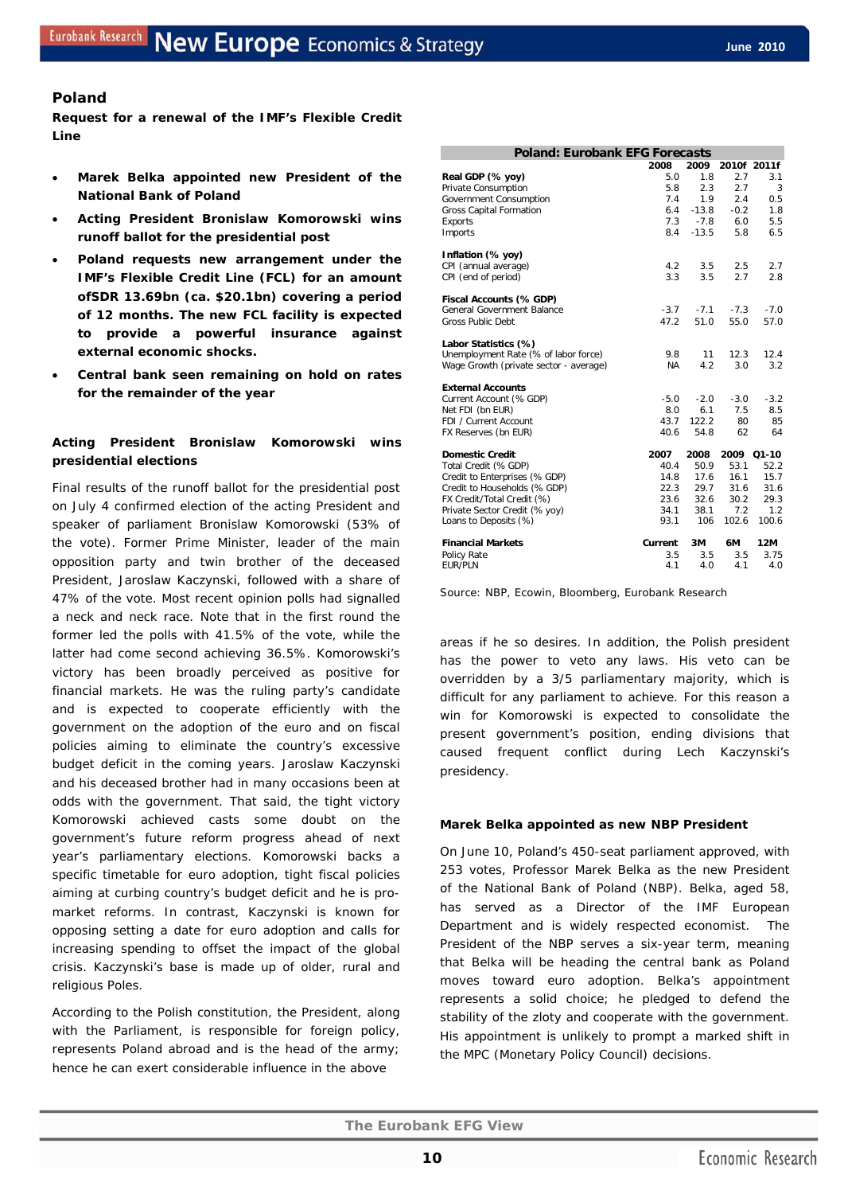## Poland

**Request for a renewal of the IMF's Flexible Credit Line**

- **Marek Belka appointed new President of the National Bank of Poland**
- **Acting President Bronislaw Komorowski wins runoff ballot for the presidential post**
- **Poland requests new arrangement under the IMF's Flexible Credit Line (FCL) for an amount ofSDR 13.69bn (ca. $20.1bn) covering a period of 12 months. The new FCL facility is expected to provide a powerful insurance against external economic shocks.**
- **Central bank seen remaining on hold on rates for the remainder of the year**

| Poland: Eurobank EFG Forecasts | 2008 | 2009 | 2010f | 2011f |
|---|---|---|---|---|
| **Real GDP (% yoy)** | 5.0 | 1.8 | 2.7 | 3.1 |
| Private Consumption | 5.8 | 2.3 | 2.7 | 3 |
| Government Consumption | 7.4 | 1.9 | 2.4 | 0.5 |
| Gross Capital Formation | 6.4 | -13.8 | -0.2 | 1.8 |
| Exports | 7.3 | -7.8 | 6.0 | 5.5 |
| Imports | 8.4 | -13.5 | 5.8 | 6.5 |
| **Inflation (% yoy)** | | | | |
| CPI (annual average) | 4.2 | 3.5 | 2.5 | 2.7 |
| CPI (end of period) | 3.3 | 3.5 | 2.7 | 2.8 |
| **Fiscal Accounts (% GDP)** | | | | |
| General Government Balance | -3.7 | -7.1 | -7.3 | -7.0 |
| Gross Public Debt | 47.2 | 51.0 | 55.0 | 57.0 |
| **Labor Statistics (%)** | | | | |
| Unemployment Rate (% of labor force) | 9.8 | 11 | 12.3 | 12.4 |
| Wage Growth (private sector - average) | NA | 4.2 | 3.0 | 3.2 |
| **External Accounts** | | | | |
| Current Account (% GDP) | -5.0 | -2.0 | -3.0 | -3.2 |
| Net FDI (bn EUR) | 8.0 | 6.1 | 7.5 | 8.5 |
| FDI / Current Account | 43.7 | 122.2 | 80 | 85 |
| FX Reserves (bn EUR) | 40.6 | 54.8 | 62 | 64 |
| **Domestic Credit** | **2007** | **2008** | **2009** | **Q1-10** |
| Total Credit (% GDP) | 40.4 | 50.9 | 53.1 | 52.2 |
| Credit to Enterprises (% GDP) | 14.8 | 17.6 | 16.1 | 15.7 |
| Credit to Households (% GDP) | 22.3 | 29.7 | 31.6 | 31.6 |
| FX Credit/Total Credit (%) | 23.6 | 32.6 | 30.2 | 29.3 |
| Private Sector Credit (% yoy) | 34.1 | 38.1 | 7.2 | 1.2 |
| Loans to Deposits (%) | 93.1 | 106 | 102.6 | 100.6 |
| **Financial Markets** | **Current** | **3M** | **6M** | **12M** |
| Policy Rate | 3.5 | 3.5 | 3.5 | 3.75 |
| EUR/PLN | 4.1 | 4.0 | 4.1 | 4.0 |

Source: NBP, Ecowin, Bloomberg, Eurobank Research

### Acting President Bronislaw Komorowski wins presidential elections

Final results of the runoff ballot for the presidential post on July 4 confirmed election of the acting President and speaker of parliament Bronislaw Komorowski (53% of the vote). Former Prime Minister, leader of the main opposition party and twin brother of the deceased President, Jaroslaw Kaczynski, followed with a share of 47% of the vote. Most recent opinion polls had signalled a neck and neck race. Note that in the first round the former led the polls with 41.5% of the vote, while the latter had come second achieving 36.5%. Komorowski's victory has been broadly perceived as positive for financial markets. He was the ruling party's candidate and is expected to cooperate efficiently with the government on the adoption of the euro and on fiscal policies aiming to eliminate the country's excessive budget deficit in the coming years. Jaroslaw Kaczynski and his deceased brother had in many occasions been at odds with the government. That said, the tight victory Komorowski achieved casts some doubt on the government's future reform progress ahead of next year's parliamentary elections. Komorowski backs a specific timetable for euro adoption, tight fiscal policies aiming at curbing country's budget deficit and he is pro-market reforms. In contrast, Kaczynski is known for opposing setting a date for euro adoption and calls for increasing spending to offset the impact of the global crisis. Kaczynski's base is made up of older, rural and religious Poles.

According to the Polish constitution, the President, along with the Parliament, is responsible for foreign policy, represents Poland abroad and is the head of the army; hence he can exert considerable influence in the above areas if he so desires. In addition, the Polish president has the power to veto any laws. His veto can be overridden by a 3/5 parliamentary majority, which is difficult for any parliament to achieve. For this reason a win for Komorowski is expected to consolidate the present government's position, ending divisions that caused frequent conflict during Lech Kaczynski's presidency.

### Marek Belka appointed as new NBP President

On June 10, Poland's 450-seat parliament approved, with 253 votes, Professor Marek Belka as the new President of the National Bank of Poland (NBP). Belka, aged 58, has served as a Director of the IMF European Department and is widely respected economist. The President of the NBP serves a six-year term, meaning that Belka will be heading the central bank as Poland moves toward euro adoption. Belka's appointment represents a solid choice; he pledged to defend the stability of the zloty and cooperate with the government. His appointment is unlikely to prompt a marked shift in the MPC (Monetary Policy Council) decisions.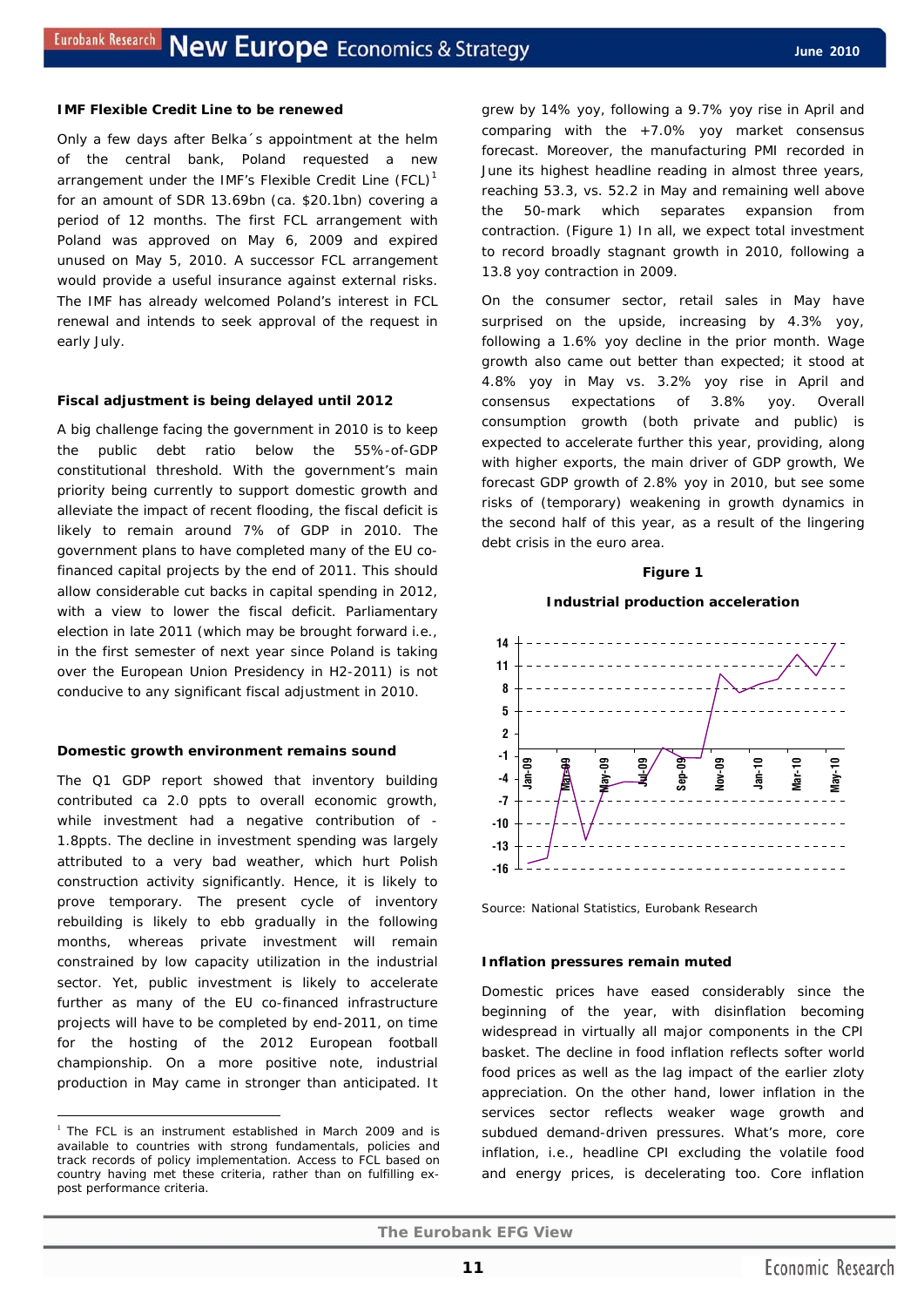**IMF Flexible Credit Line to be renewed**

Only a few days after Belka´s appointment at the helm of the central bank, Poland requested a new arrangement under the IMF's Flexible Credit Line (FCL)[1] for an amount of SDR 13.69bn (ca. $20.1bn) covering a period of 12 months. The first FCL arrangement with Poland was approved on May 6, 2009 and expired unused on May 5, 2010. A successor FCL arrangement would provide a useful insurance against external risks. The IMF has already welcomed Poland's interest in FCL renewal and intends to seek approval of the request in early July.

**Fiscal adjustment is being delayed until 2012**

A big challenge facing the government in 2010 is to keep the public debt ratio below the 55%-of-GDP constitutional threshold. With the government's main priority being currently to support domestic growth and alleviate the impact of recent flooding, the fiscal deficit is likely to remain around 7% of GDP in 2010. The government plans to have completed many of the EU co-financed capital projects by the end of 2011. This should allow considerable cut backs in capital spending in 2012, with a view to lower the fiscal deficit. Parliamentary election in late 2011 (which may be brought forward i.e., in the first semester of next year since Poland is taking over the European Union Presidency in H2-2011) is not conducive to any significant fiscal adjustment in 2010.

**Domestic growth environment remains sound**

The Q1 GDP report showed that inventory building contributed ca 2.0 ppts to overall economic growth, while investment had a negative contribution of -1.8ppts. The decline in investment spending was largely attributed to a very bad weather, which hurt Polish construction activity significantly. Hence, it is likely to prove temporary. The present cycle of inventory rebuilding is likely to ebb gradually in the following months, whereas private investment will remain constrained by low capacity utilization in the industrial sector. Yet, public investment is likely to accelerate further as many of the EU co-financed infrastructure projects will have to be completed by end-2011, on time for the hosting of the 2012 European football championship. On a more positive note, industrial production in May came in stronger than anticipated. It grew by 14% yoy, following a 9.7% yoy rise in April and comparing with the +7.0% yoy market consensus forecast. Moreover, the manufacturing PMI recorded in June its highest headline reading in almost three years, reaching 53.3, vs. 52.2 in May and remaining well above the 50-mark which separates expansion from contraction. (Figure 1) In all, we expect total investment to record broadly stagnant growth in 2010, following a 13.8 yoy contraction in 2009.

On the consumer sector, retail sales in May have surprised on the upside, increasing by 4.3% yoy, following a 1.6% yoy decline in the prior month. Wage growth also came out better than expected; it stood at 4.8% yoy in May vs. 3.2% yoy rise in April and consensus expectations of 3.8% yoy. Overall consumption growth (both private and public) is expected to accelerate further this year, providing, along with higher exports, the main driver of GDP growth, We forecast GDP growth of 2.8% yoy in 2010, but see some risks of (temporary) weakening in growth dynamics in the second half of this year, as a result of the lingering debt crisis in the euro area.

**Figure 1**

**Industrial production acceleration**

Source: National Statistics, Eurobank Research

**Inflation pressures remain muted**

Domestic prices have eased considerably since the beginning of the year, with disinflation becoming widespread in virtually all major components in the CPI basket. The decline in food inflation reflects softer world food prices as well as the lag impact of the earlier zloty appreciation. On the other hand, lower inflation in the services sector reflects weaker wage growth and subdued demand-driven pressures. What's more, core inflation, i.e., headline CPI excluding the volatile food and energy prices, is decelerating too. Core inflation

---

[1] The FCL is an instrument established in March 2009 and is available to countries with strong fundamentals, policies and track records of policy implementation. Access to FCL based on country having met these criteria, rather than on fulfilling ex-post performance criteria.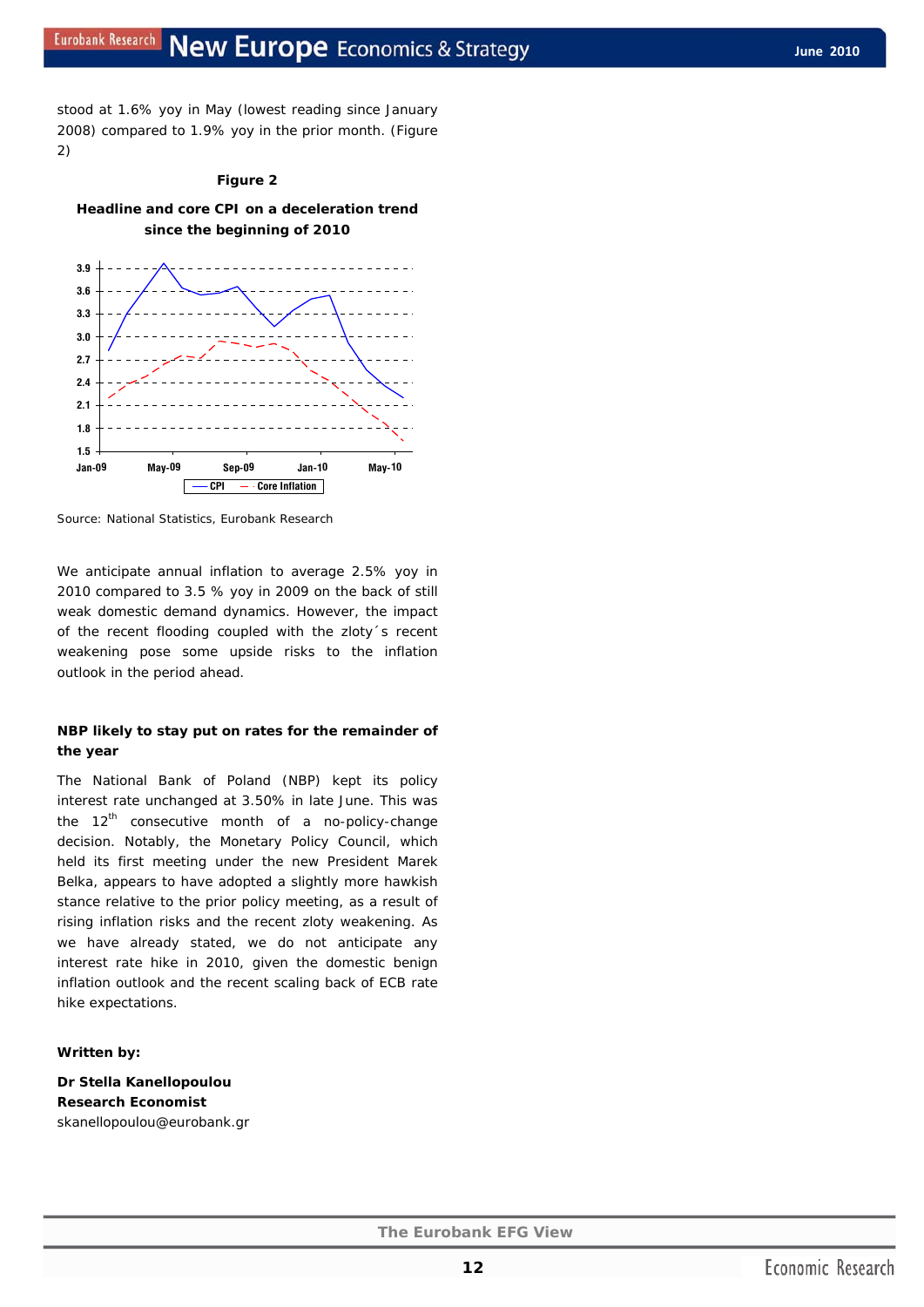stood at 1.6% yoy in May (lowest reading since January 2008) compared to 1.9% yoy in the prior month. (Figure 2)

**Figure 2**

**Headline and core CPI on a deceleration trend since the beginning of 2010**

Source: National Statistics, Eurobank Research

We anticipate annual inflation to average 2.5% yoy in 2010 compared to 3.5 % yoy in 2009 on the back of still weak domestic demand dynamics. However, the impact of the recent flooding coupled with the zloty´s recent weakening pose some upside risks to the inflation outlook in the period ahead.

**NBP likely to stay put on rates for the remainder of the year**

The National Bank of Poland (NBP) kept its policy interest rate unchanged at 3.50% in late June. This was the 12th consecutive month of a no-policy-change decision. Notably, the Monetary Policy Council, which held its first meeting under the new President Marek Belka, appears to have adopted a slightly more hawkish stance relative to the prior policy meeting, as a result of rising inflation risks and the recent zloty weakening. As we have already stated, we do not anticipate any interest rate hike in 2010, given the domestic benign inflation outlook and the recent scaling back of ECB rate hike expectations.

**Written by:**

**Dr Stella Kanellopoulou**
**Research Economist**
skanellopoulou@eurobank.gr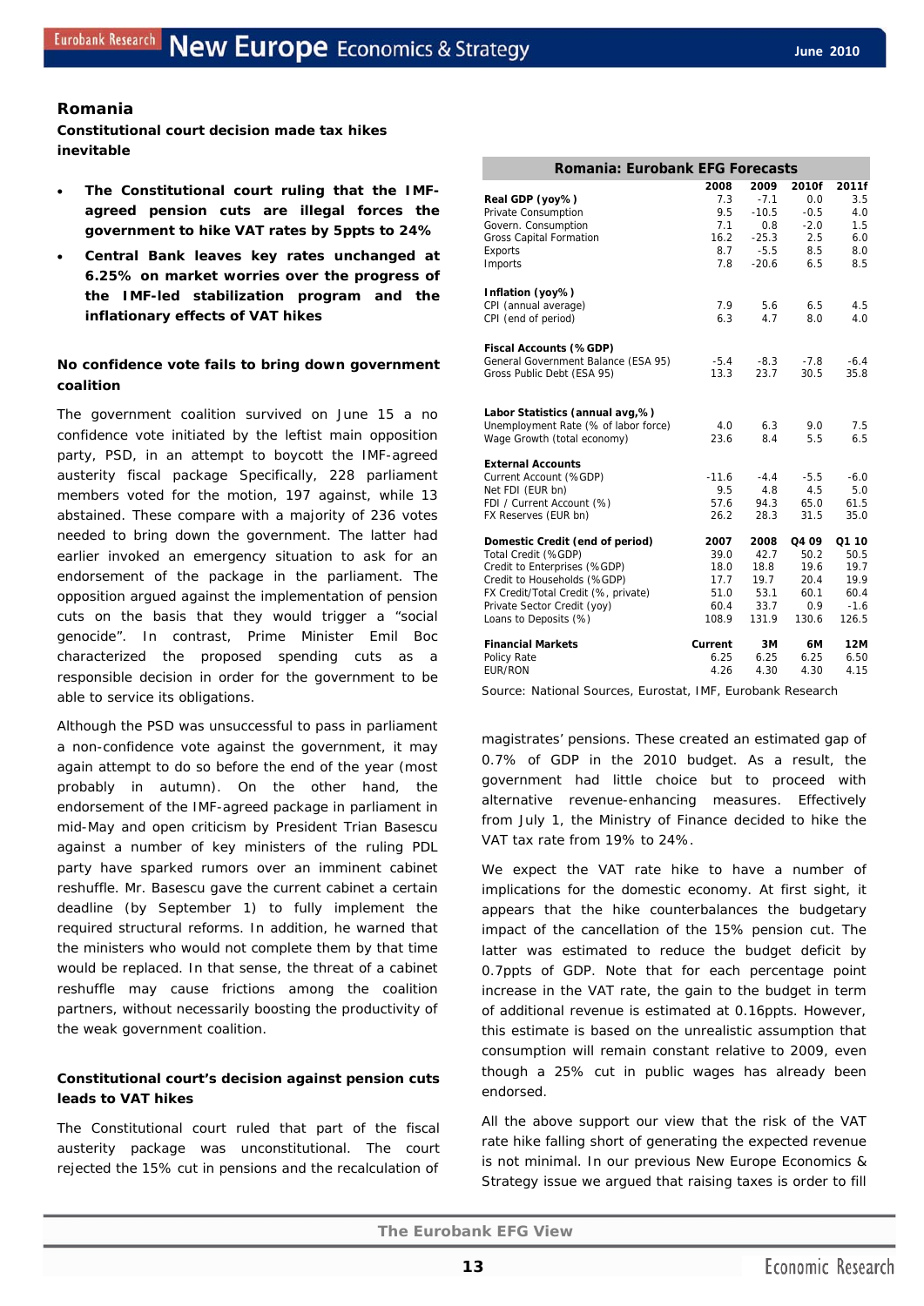## Romania

### Constitutional court decision made tax hikes inevitable

- **The Constitutional court ruling that the IMF-agreed pension cuts are illegal forces the government to hike VAT rates by 5ppts to 24%**
- **Central Bank leaves key rates unchanged at 6.25% on market worries over the progress of the IMF-led stabilization program and the inflationary effects of VAT hikes**

### No confidence vote fails to bring down government coalition

The government coalition survived on June 15 a no confidence vote initiated by the leftist main opposition party, PSD, in an attempt to boycott the IMF-agreed austerity fiscal package Specifically, 228 parliament members voted for the motion, 197 against, while 13 abstained. These compare with a majority of 236 votes needed to bring down the government. The latter had earlier invoked an emergency situation to ask for an endorsement of the package in the parliament. The opposition argued against the implementation of pension cuts on the basis that they would trigger a "social genocide". In contrast, Prime Minister Emil Boc characterized the proposed spending cuts as a responsible decision in order for the government to be able to service its obligations.

Although the PSD was unsuccessful to pass in parliament a non-confidence vote against the government, it may again attempt to do so before the end of the year (most probably in autumn). On the other hand, the endorsement of the IMF-agreed package in parliament in mid-May and open criticism by President Trian Basescu against a number of key ministers of the ruling PDL party have sparked rumors over an imminent cabinet reshuffle. Mr. Basescu gave the current cabinet a certain deadline (by September 1) to fully implement the required structural reforms. In addition, he warned that the ministers who would not complete them by that time would be replaced. In that sense, the threat of a cabinet reshuffle may cause frictions among the coalition partners, without necessarily boosting the productivity of the weak government coalition.

### Constitutional court's decision against pension cuts leads to VAT hikes

The Constitutional court ruled that part of the fiscal austerity package was unconstitutional. The court rejected the 15% cut in pensions and the recalculation of magistrates' pensions. These created an estimated gap of 0.7% of GDP in the 2010 budget. As a result, the government had little choice but to proceed with alternative revenue-enhancing measures. Effectively from July 1, the Ministry of Finance decided to hike the VAT tax rate from 19% to 24%.

We expect the VAT rate hike to have a number of implications for the domestic economy. At first sight, it appears that the hike counterbalances the budgetary impact of the cancellation of the 15% pension cut. The latter was estimated to reduce the budget deficit by 0.7ppts of GDP. Note that for each percentage point increase in the VAT rate, the gain to the budget in term of additional revenue is estimated at 0.16ppts. However, this estimate is based on the unrealistic assumption that consumption will remain constant relative to 2009, even though a 25% cut in public wages has already been endorsed.

All the above support our view that the risk of the VAT rate hike falling short of generating the expected revenue is not minimal. In our previous New Europe Economics & Strategy issue we argued that raising taxes is order to fill

**Romania: Eurobank EFG Forecasts**

| | 2008 | 2009 | 2010f | 2011f |
|---|---|---|---|---|
| **Real GDP (yoy%)** | 7.3 | -7.1 | 0.0 | 3.5 |
| Private Consumption | 9.5 | -10.5 | -0.5 | 4.0 |
| Govern. Consumption | 7.1 | 0.8 | -2.0 | 1.5 |
| Gross Capital Formation | 16.2 | -25.3 | 2.5 | 6.0 |
| Exports | 8.7 | -5.5 | 8.5 | 8.0 |
| Imports | 7.8 | -20.6 | 6.5 | 8.5 |
| **Inflation (yoy%)** | | | | |
| CPI (annual average) | 7.9 | 5.6 | 6.5 | 4.5 |
| CPI (end of period) | 6.3 | 4.7 | 8.0 | 4.0 |
| **Fiscal Accounts (%GDP)** | | | | |
| General Government Balance (ESA 95) | -5.4 | -8.3 | -7.8 | -6.4 |
| Gross Public Debt (ESA 95) | 13.3 | 23.7 | 30.5 | 35.8 |
| **Labor Statistics (annual avg,%)** | | | | |
| Unemployment Rate (% of labor force) | 4.0 | 6.3 | 9.0 | 7.5 |
| Wage Growth (total economy) | 23.6 | 8.4 | 5.5 | 6.5 |
| **External Accounts** | | | | |
| Current Account (%GDP) | -11.6 | -4.4 | -5.5 | -6.0 |
| Net FDI (EUR bn) | 9.5 | 4.8 | 4.5 | 5.0 |
| FDI / Current Account (%) | 57.6 | 94.3 | 65.0 | 61.5 |
| FX Reserves (EUR bn) | 26.2 | 28.3 | 31.5 | 35.0 |
| **Domestic Credit (end of period)** | **2007** | **2008** | **Q4 09** | **Q1 10** |
| Total Credit (%GDP) | 39.0 | 42.7 | 50.2 | 50.5 |
| Credit to Enterprises (%GDP) | 18.0 | 18.8 | 19.6 | 19.7 |
| Credit to Households (%GDP) | 17.7 | 19.7 | 20.4 | 19.9 |
| FX Credit/Total Credit (%, private) | 51.0 | 53.1 | 60.1 | 60.4 |
| Private Sector Credit (yoy) | 60.4 | 33.7 | 0.9 | -1.6 |
| Loans to Deposits (%) | 108.9 | 131.9 | 130.6 | 126.5 |
| **Financial Markets** | **Current** | **3M** | **6M** | **12M** |
| Policy Rate | 6.25 | 6.25 | 6.25 | 6.50 |
| EUR/RON | 4.26 | 4.30 | 4.30 | 4.15 |

Source: National Sources, Eurostat, IMF, Eurobank Research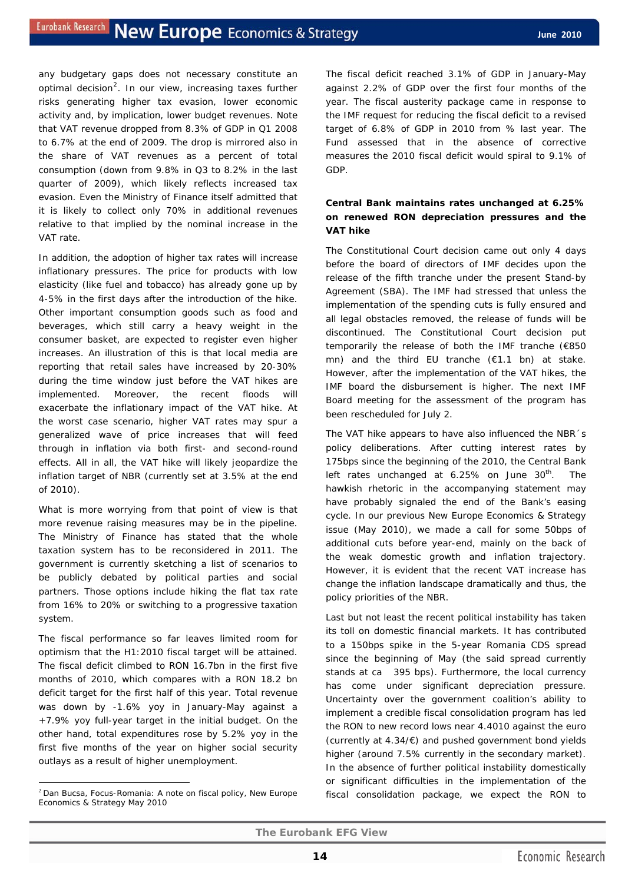any budgetary gaps does not necessary constitute an optimal decision[2]. In our view, increasing taxes further risks generating higher tax evasion, lower economic activity and, by implication, lower budget revenues. Note that VAT revenue dropped from 8.3% of GDP in Q1 2008 to 6.7% at the end of 2009. The drop is mirrored also in the share of VAT revenues as a percent of total consumption (down from 9.8% in Q3 to 8.2% in the last quarter of 2009), which likely reflects increased tax evasion. Even the Ministry of Finance itself admitted that it is likely to collect only 70% in additional revenues relative to that implied by the nominal increase in the VAT rate.

In addition, the adoption of higher tax rates will increase inflationary pressures. The price for products with low elasticity (like fuel and tobacco) has already gone up by 4-5% in the first days after the introduction of the hike. Other important consumption goods such as food and beverages, which still carry a heavy weight in the consumer basket, are expected to register even higher increases. An illustration of this is that local media are reporting that retail sales have increased by 20-30% during the time window just before the VAT hikes are implemented. Moreover, the recent floods will exacerbate the inflationary impact of the VAT hike. At the worst case scenario, higher VAT rates may spur a generalized wave of price increases that will feed through in inflation via both first- and second-round effects. All in all, the VAT hike will likely jeopardize the inflation target of NBR (currently set at 3.5% at the end of 2010).

What is more worrying from that point of view is that more revenue raising measures may be in the pipeline. The Ministry of Finance has stated that the whole taxation system has to be reconsidered in 2011. The government is currently sketching a list of scenarios to be publicly debated by political parties and social partners. Those options include hiking the flat tax rate from 16% to 20% or switching to a progressive taxation system.

The fiscal performance so far leaves limited room for optimism that the H1:2010 fiscal target will be attained. The fiscal deficit climbed to RON 16.7bn in the first five months of 2010, which compares with a RON 18.2 bn deficit target for the first half of this year. Total revenue was down by -1.6% yoy in January-May against a +7.9% yoy full-year target in the initial budget. On the other hand, total expenditures rose by 5.2% yoy in the first five months of the year on higher social security outlays as a result of higher unemployment.

The fiscal deficit reached 3.1% of GDP in January-May against 2.2% of GDP over the first four months of the year. The fiscal austerity package came in response to the IMF request for reducing the fiscal deficit to a revised target of 6.8% of GDP in 2010 from % last year. The Fund assessed that in the absence of corrective measures the 2010 fiscal deficit would spiral to 9.1% of GDP.

**Central Bank maintains rates unchanged at 6.25% on renewed RON depreciation pressures and the VAT hike**

The Constitutional Court decision came out only 4 days before the board of directors of IMF decides upon the release of the fifth tranche under the present Stand-by Agreement (SBA). The IMF had stressed that unless the implementation of the spending cuts is fully ensured and all legal obstacles removed, the release of funds will be discontinued. The Constitutional Court decision put temporarily the release of both the IMF tranche (€850 mn) and the third EU tranche (€1.1 bn) at stake. However, after the implementation of the VAT hikes, the IMF board the disbursement is higher. The next IMF Board meeting for the assessment of the program has been rescheduled for July 2.

The VAT hike appears to have also influenced the NBR´s policy deliberations. After cutting interest rates by 175bps since the beginning of the 2010, the Central Bank left rates unchanged at 6.25% on June 30th. The hawkish rhetoric in the accompanying statement may have probably signaled the end of the Bank's easing cycle. In our previous New Europe Economics & Strategy issue (May 2010), we made a call for some 50bps of additional cuts before year-end, mainly on the back of the weak domestic growth and inflation trajectory. However, it is evident that the recent VAT increase has change the inflation landscape dramatically and thus, the policy priorities of the NBR.

Last but not least the recent political instability has taken its toll on domestic financial markets. It has contributed to a 150bps spike in the 5-year Romania CDS spread since the beginning of May (the said spread currently stands at ca 395 bps). Furthermore, the local currency has come under significant depreciation pressure. Uncertainty over the government coalition's ability to implement a credible fiscal consolidation program has led the RON to new record lows near 4.4010 against the euro (currently at 4.34/€) and pushed government bond yields higher (around 7.5% currently in the secondary market). In the absence of further political instability domestically or significant difficulties in the implementation of the fiscal consolidation package, we expect the RON to

---

[2] Dan Bucsa, Focus-Romania: A note on fiscal policy, New Europe Economics & Strategy May 2010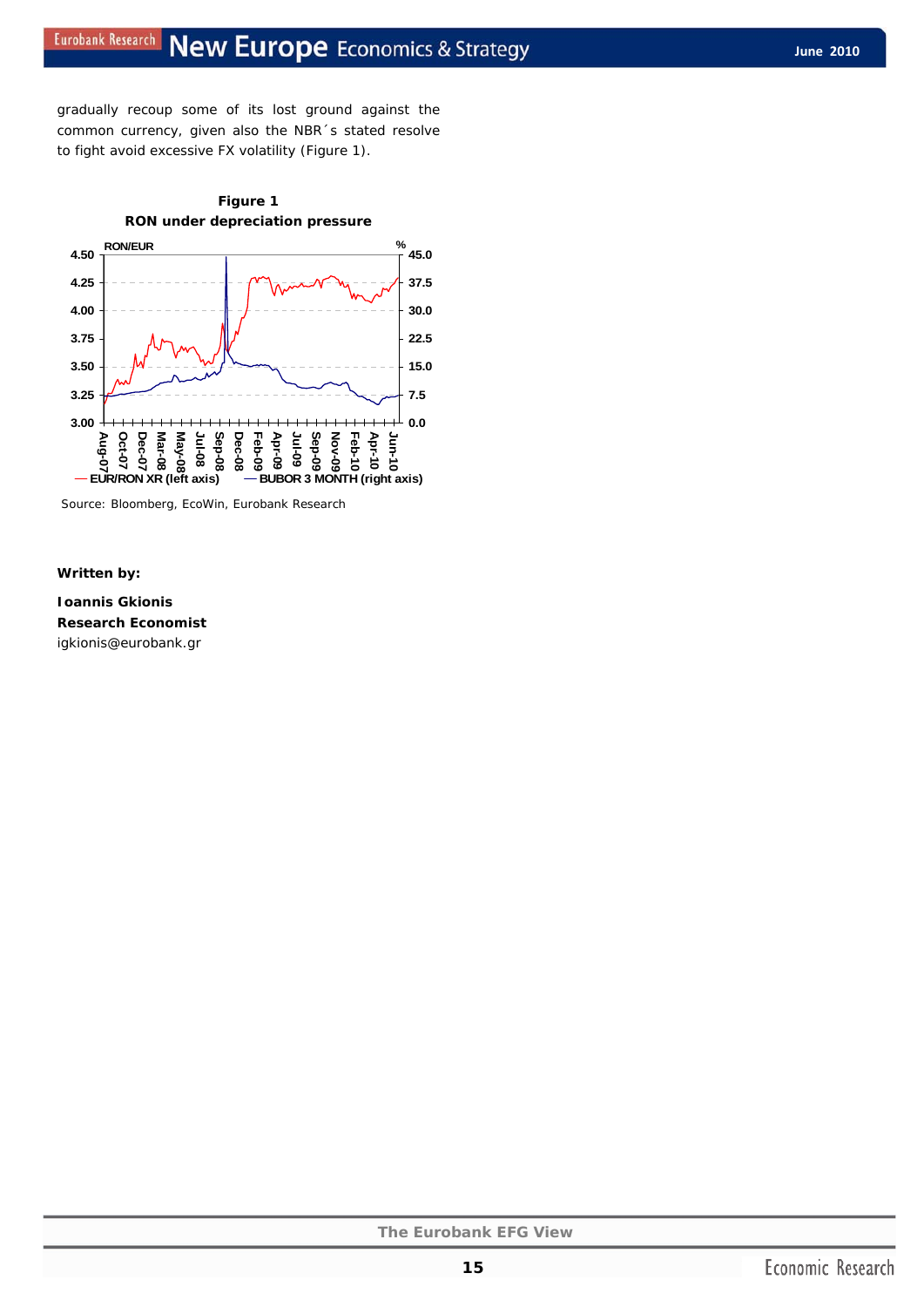gradually recoup some of its lost ground against the common currency, given also the NBR´s stated resolve to fight avoid excessive FX volatility (Figure 1).

**Figure 1**
**RON under depreciation pressure**

Source: Bloomberg, EcoWin, Eurobank Research

**Written by:**

**Ioannis Gkionis**
**Research Economist**
igkionis@eurobank.gr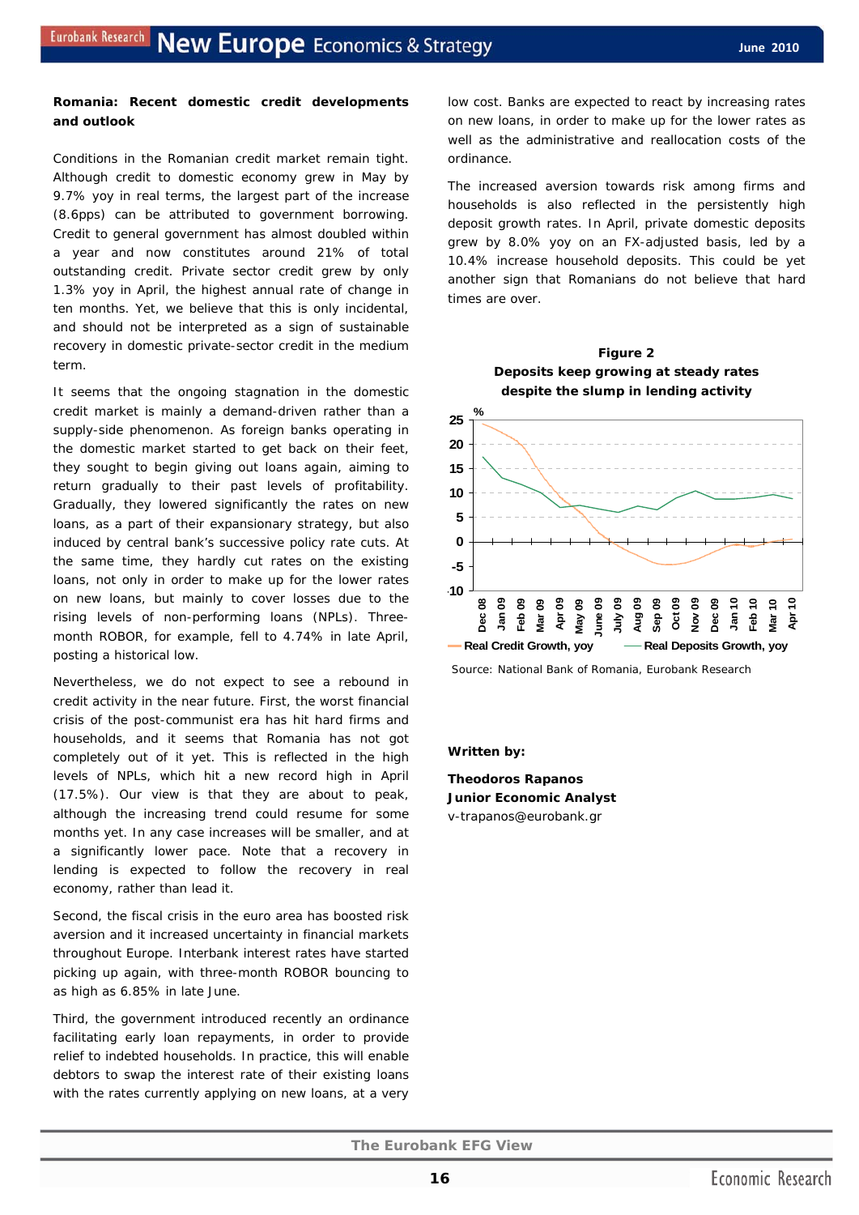**Romania: Recent domestic credit developments and outlook**

Conditions in the Romanian credit market remain tight. Although credit to domestic economy grew in May by 9.7% yoy in real terms, the largest part of the increase (8.6pps) can be attributed to government borrowing. Credit to general government has almost doubled within a year and now constitutes around 21% of total outstanding credit. Private sector credit grew by only 1.3% yoy in April, the highest annual rate of change in ten months. Yet, we believe that this is only incidental, and should not be interpreted as a sign of sustainable recovery in domestic private-sector credit in the medium term.

It seems that the ongoing stagnation in the domestic credit market is mainly a demand-driven rather than a supply-side phenomenon. As foreign banks operating in the domestic market started to get back on their feet, they sought to begin giving out loans again, aiming to return gradually to their past levels of profitability. Gradually, they lowered significantly the rates on new loans, as a part of their expansionary strategy, but also induced by central bank's successive policy rate cuts. At the same time, they hardly cut rates on the existing loans, not only in order to make up for the lower rates on new loans, but mainly to cover losses due to the rising levels of non-performing loans (NPLs). Three-month ROBOR, for example, fell to 4.74% in late April, posting a historical low.

Nevertheless, we do not expect to see a rebound in credit activity in the near future. First, the worst financial crisis of the post-communist era has hit hard firms and households, and it seems that Romania has not got completely out of it yet. This is reflected in the high levels of NPLs, which hit a new record high in April (17.5%). Our view is that they are about to peak, although the increasing trend could resume for some months yet. In any case increases will be smaller, and at a significantly lower pace. Note that a recovery in lending is expected to follow the recovery in real economy, rather than lead it.

Second, the fiscal crisis in the euro area has boosted risk aversion and it increased uncertainty in financial markets throughout Europe. Interbank interest rates have started picking up again, with three-month ROBOR bouncing to as high as 6.85% in late June.

Third, the government introduced recently an ordinance facilitating early loan repayments, in order to provide relief to indebted households. In practice, this will enable debtors to swap the interest rate of their existing loans with the rates currently applying on new loans, at a very low cost. Banks are expected to react by increasing rates on new loans, in order to make up for the lower rates as well as the administrative and reallocation costs of the ordinance.

The increased aversion towards risk among firms and households is also reflected in the persistently high deposit growth rates. In April, private domestic deposits grew by 8.0% yoy on an FX-adjusted basis, led by a 10.4% increase household deposits. This could be yet another sign that Romanians do not believe that hard times are over.

**Figure 2**
**Deposits keep growing at steady rates despite the slump in lending activity**

Source: National Bank of Romania, Eurobank Research

**Written by:**

**Theodoros Rapanos**
**Junior Economic Analyst**
v-trapanos@eurobank.gr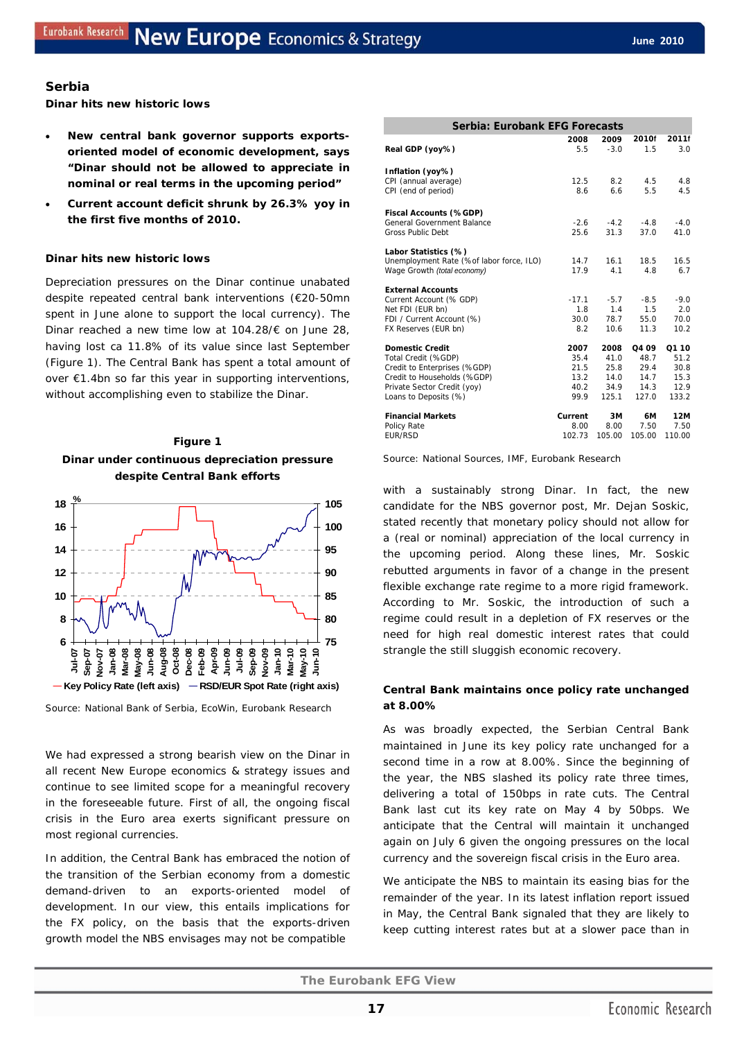## Serbia

**Dinar hits new historic lows**

- **New central bank governor supports exports-oriented model of economic development, says "Dinar should not be allowed to appreciate in nominal or real terms in the upcoming period"**
- **Current account deficit shrunk by 26.3% yoy in the first five months of 2010.**

### Dinar hits new historic lows

Depreciation pressures on the Dinar continue unabated despite repeated central bank interventions (€20-50mn spent in June alone to support the local currency). The Dinar reached a new time low at 104.28/€ on June 28, having lost ca 11.8% of its value since last September (Figure 1). The Central Bank has spent a total amount of over €1.4bn so far this year in supporting interventions, without accomplishing even to stabilize the Dinar.

**Figure 1**

**Dinar under continuous depreciation pressure despite Central Bank efforts**

— Key Policy Rate (left axis) — RSD/EUR Spot Rate (right axis)

Source: National Bank of Serbia, EcoWin, Eurobank Research

We had expressed a strong bearish view on the Dinar in all recent New Europe economics & strategy issues and continue to see limited scope for a meaningful recovery in the foreseeable future. First of all, the ongoing fiscal crisis in the Euro area exerts significant pressure on most regional currencies.

In addition, the Central Bank has embraced the notion of the transition of the Serbian economy from a domestic demand-driven to an exports-oriented model of development. In our view, this entails implications for the FX policy, on the basis that the exports-driven growth model the NBS envisages may not be compatible with a sustainably strong Dinar. In fact, the new candidate for the NBS governor post, Mr. Dejan Soskic, stated recently that monetary policy should not allow for a (real or nominal) appreciation of the local currency in the upcoming period. Along these lines, Mr. Soskic rebutted arguments in favor of a change in the present flexible exchange rate regime to a more rigid framework. According to Mr. Soskic, the introduction of such a regime could result in a depletion of FX reserves or the need for high real domestic interest rates that could strangle the still sluggish economic recovery.

**Serbia: Eurobank EFG Forecasts**

| | 2008 | 2009 | 2010f | 2011f |
|---|---|---|---|---|
| **Real GDP (yoy%)** | 5.5 | -3.0 | 1.5 | 3.0 |
| **Inflation (yoy%)** | | | | |
| CPI (annual average) | 12.5 | 8.2 | 4.5 | 4.8 |
| CPI (end of period) | 8.6 | 6.6 | 5.5 | 4.5 |
| **Fiscal Accounts (% GDP)** | | | | |
| General Government Balance | -2.6 | -4.2 | -4.8 | -4.0 |
| Gross Public Debt | 25.6 | 31.3 | 37.0 | 41.0 |
| **Labor Statistics (%)** | | | | |
| Unemployment Rate (% of labor force, ILO) | 14.7 | 16.1 | 18.5 | 16.5 |
| Wage Growth *(total economy)* | 17.9 | 4.1 | 4.8 | 6.7 |
| **External Accounts** | | | | |
| Current Account (% GDP) | -17.1 | -5.7 | -8.5 | -9.0 |
| Net FDI (EUR bn) | 1.8 | 1.4 | 1.5 | 2.0 |
| FDI / Current Account (%) | 30.0 | 78.7 | 55.0 | 70.0 |
| FX Reserves (EUR bn) | 8.2 | 10.6 | 11.3 | 10.2 |
| **Domestic Credit** | **2007** | **2008** | **Q4 09** | **Q1 10** |
| Total Credit (%GDP) | 35.4 | 41.0 | 48.7 | 51.2 |
| Credit to Enterprises (%GDP) | 21.5 | 25.8 | 29.4 | 30.8 |
| Credit to Households (%GDP) | 13.2 | 14.0 | 14.7 | 15.3 |
| Private Sector Credit (yoy) | 40.2 | 34.9 | 14.3 | 12.9 |
| Loans to Deposits (%) | 99.9 | 125.1 | 127.0 | 133.2 |
| **Financial Markets** | **Current** | **3M** | **6M** | **12M** |
| Policy Rate | 8.00 | 8.00 | 7.50 | 7.50 |
| EUR/RSD | 102.73 | 105.00 | 105.00 | 110.00 |

Source: National Sources, IMF, Eurobank Research

### Central Bank maintains once policy rate unchanged at 8.00%

As was broadly expected, the Serbian Central Bank maintained in June its key policy rate unchanged for a second time in a row at 8.00%. Since the beginning of the year, the NBS slashed its policy rate three times, delivering a total of 150bps in rate cuts. The Central Bank last cut its key rate on May 4 by 50bps. We anticipate that the Central will maintain it unchanged again on July 6 given the ongoing pressures on the local currency and the sovereign fiscal crisis in the Euro area.

We anticipate the NBS to maintain its easing bias for the remainder of the year. In its latest inflation report issued in May, the Central Bank signaled that they are likely to keep cutting interest rates but at a slower pace than in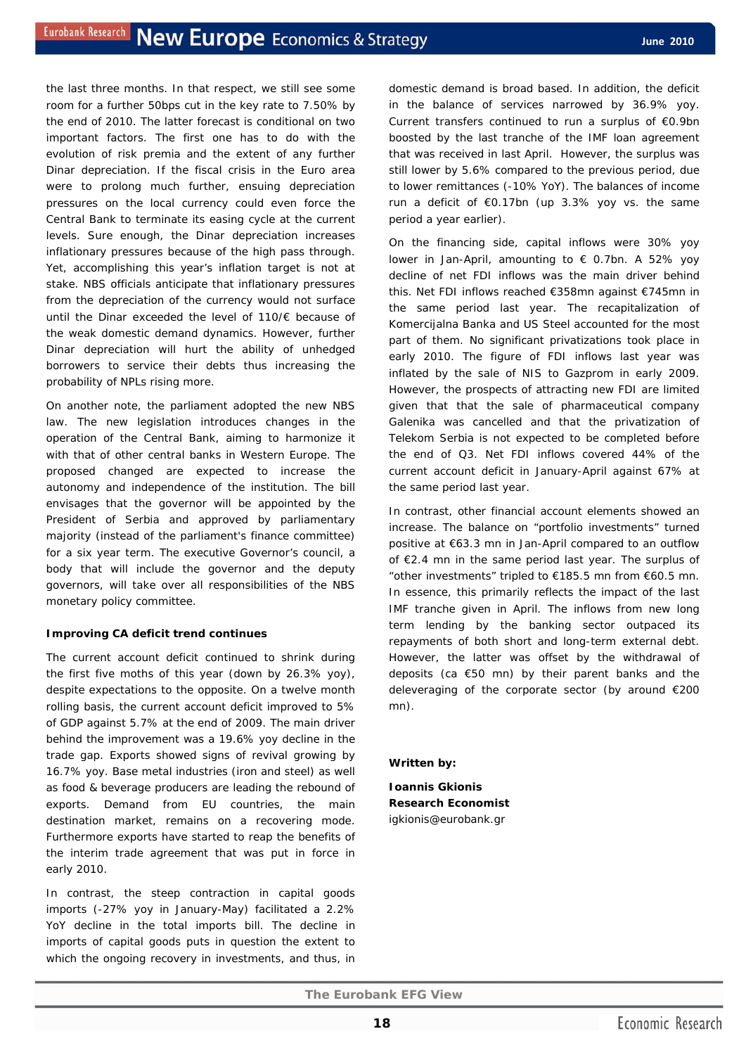the last three months. In that respect, we still see some room for a further 50bps cut in the key rate to 7.50% by the end of 2010. The latter forecast is conditional on two important factors. The first one has to do with the evolution of risk premia and the extent of any further Dinar depreciation. If the fiscal crisis in the Euro area were to prolong much further, ensuing depreciation pressures on the local currency could even force the Central Bank to terminate its easing cycle at the current levels. Sure enough, the Dinar depreciation increases inflationary pressures because of the high pass through. Yet, accomplishing this year's inflation target is not at stake. NBS officials anticipate that inflationary pressures from the depreciation of the currency would not surface until the Dinar exceeded the level of 110/€ because of the weak domestic demand dynamics. However, further Dinar depreciation will hurt the ability of unhedged borrowers to service their debts thus increasing the probability of NPLs rising more.

On another note, the parliament adopted the new NBS law. The new legislation introduces changes in the operation of the Central Bank, aiming to harmonize it with that of other central banks in Western Europe. The proposed changed are expected to increase the autonomy and independence of the institution. The bill envisages that the governor will be appointed by the President of Serbia and approved by parliamentary majority (instead of the parliament's finance committee) for a six year term. The executive Governor's council, a body that will include the governor and the deputy governors, will take over all responsibilities of the NBS monetary policy committee.

**Improving CA deficit trend continues**

The current account deficit continued to shrink during the first five moths of this year (down by 26.3% yoy), despite expectations to the opposite. On a twelve month rolling basis, the current account deficit improved to 5% of GDP against 5.7% at the end of 2009. The main driver behind the improvement was a 19.6% yoy decline in the trade gap. Exports showed signs of revival growing by 16.7% yoy. Base metal industries (iron and steel) as well as food & beverage producers are leading the rebound of exports. Demand from EU countries, the main destination market, remains on a recovering mode. Furthermore exports have started to reap the benefits of the interim trade agreement that was put in force in early 2010.

In contrast, the steep contraction in capital goods imports (-27% yoy in January-May) facilitated a 2.2% YoY decline in the total imports bill. The decline in imports of capital goods puts in question the extent to which the ongoing recovery in investments, and thus, in domestic demand is broad based. In addition, the deficit in the balance of services narrowed by 36.9% yoy. Current transfers continued to run a surplus of €0.9bn boosted by the last tranche of the IMF loan agreement that was received in last April. However, the surplus was still lower by 5.6% compared to the previous period, due to lower remittances (-10% YoY). The balances of income run a deficit of €0.17bn (up 3.3% yoy vs. the same period a year earlier).

On the financing side, capital inflows were 30% yoy lower in Jan-April, amounting to € 0.7bn. A 52% yoy decline of net FDI inflows was the main driver behind this. Net FDI inflows reached €358mn against €745mn in the same period last year. The recapitalization of Komercijalna Banka and US Steel accounted for the most part of them. No significant privatizations took place in early 2010. The figure of FDI inflows last year was inflated by the sale of NIS to Gazprom in early 2009. However, the prospects of attracting new FDI are limited given that that the sale of pharmaceutical company Galenika was cancelled and that the privatization of Telekom Serbia is not expected to be completed before the end of Q3. Net FDI inflows covered 44% of the current account deficit in January-April against 67% at the same period last year.

In contrast, other financial account elements showed an increase. The balance on "portfolio investments" turned positive at €63.3 mn in Jan-April compared to an outflow of €2.4 mn in the same period last year. The surplus of "other investments" tripled to €185.5 mn from €60.5 mn. In essence, this primarily reflects the impact of the last IMF tranche given in April. The inflows from new long term lending by the banking sector outpaced its repayments of both short and long-term external debt. However, the latter was offset by the withdrawal of deposits (ca €50 mn) by their parent banks and the deleveraging of the corporate sector (by around €200 mn).

**Written by:**

**Ioannis Gkionis**
**Research Economist**
igkionis@eurobank.gr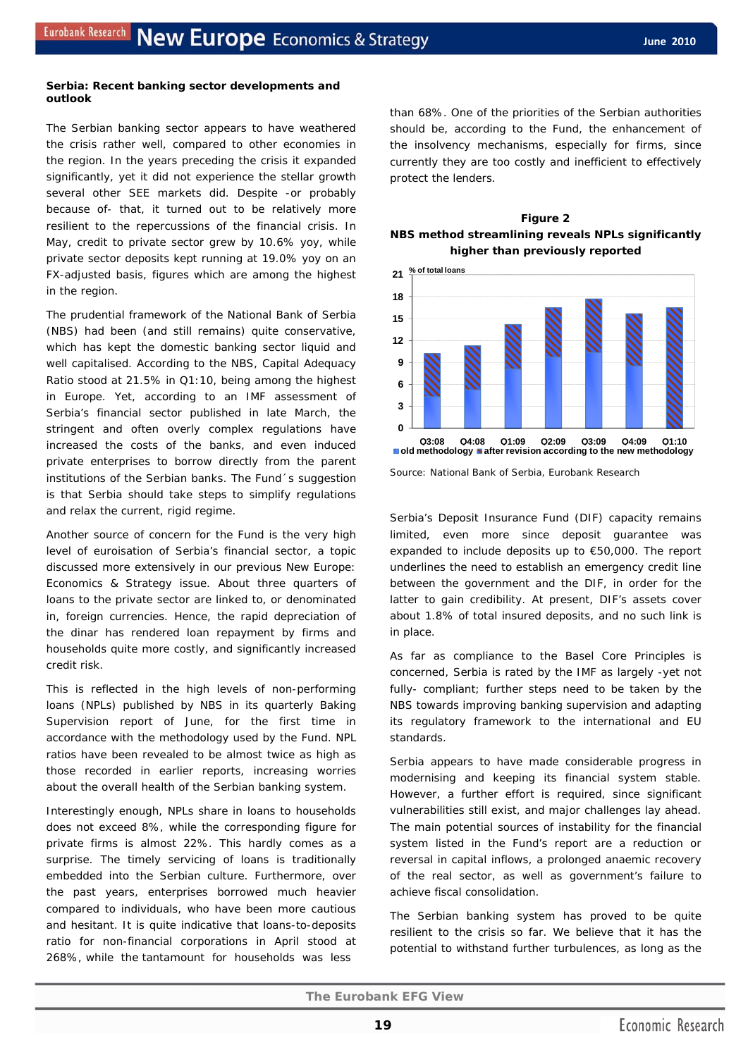### Serbia: Recent banking sector developments and outlook

The Serbian banking sector appears to have weathered the crisis rather well, compared to other economies in the region. In the years preceding the crisis it expanded significantly, yet it did not experience the stellar growth several other SEE markets did. Despite -or probably because of- that, it turned out to be relatively more resilient to the repercussions of the financial crisis. In May, credit to private sector grew by 10.6% yoy, while private sector deposits kept running at 19.0% yoy on an FX-adjusted basis, figures which are among the highest in the region.

The prudential framework of the National Bank of Serbia (NBS) had been (and still remains) quite conservative, which has kept the domestic banking sector liquid and well capitalised. According to the NBS, Capital Adequacy Ratio stood at 21.5% in Q1:10, being among the highest in Europe. Yet, according to an IMF assessment of Serbia's financial sector published in late March, the stringent and often overly complex regulations have increased the costs of the banks, and even induced private enterprises to borrow directly from the parent institutions of the Serbian banks. The Fund´s suggestion is that Serbia should take steps to simplify regulations and relax the current, rigid regime.

Another source of concern for the Fund is the very high level of euroisation of Serbia's financial sector, a topic discussed more extensively in our previous New Europe: Economics & Strategy issue. About three quarters of loans to the private sector are linked to, or denominated in, foreign currencies. Hence, the rapid depreciation of the dinar has rendered loan repayment by firms and households quite more costly, and significantly increased credit risk.

This is reflected in the high levels of non-performing loans (NPLs) published by NBS in its quarterly Baking Supervision report of June, for the first time in accordance with the methodology used by the Fund. NPL ratios have been revealed to be almost twice as high as those recorded in earlier reports, increasing worries about the overall health of the Serbian banking system.

Interestingly enough, NPLs share in loans to households does not exceed 8%, while the corresponding figure for private firms is almost 22%. This hardly comes as a surprise. The timely servicing of loans is traditionally embedded into the Serbian culture. Furthermore, over the past years, enterprises borrowed much heavier compared to individuals, who have been more cautious and hesitant. It is quite indicative that loans-to-deposits ratio for non-financial corporations in April stood at 268%, while the tantamount for households was less than 68%. One of the priorities of the Serbian authorities should be, according to the Fund, the enhancement of the insolvency mechanisms, especially for firms, since currently they are too costly and inefficient to effectively protect the lenders.

**Figure 2**

**NBS method streamlining reveals NPLs significantly higher than previously reported**

Source: National Bank of Serbia, Eurobank Research

Serbia's Deposit Insurance Fund (DIF) capacity remains limited, even more since deposit guarantee was expanded to include deposits up to €50,000. The report underlines the need to establish an emergency credit line between the government and the DIF, in order for the latter to gain credibility. At present, DIF's assets cover about 1.8% of total insured deposits, and no such link is in place.

As far as compliance to the Basel Core Principles is concerned, Serbia is rated by the IMF as largely -yet not fully- compliant; further steps need to be taken by the NBS towards improving banking supervision and adapting its regulatory framework to the international and EU standards.

Serbia appears to have made considerable progress in modernising and keeping its financial system stable. However, a further effort is required, since significant vulnerabilities still exist, and major challenges lay ahead. The main potential sources of instability for the financial system listed in the Fund's report are a reduction or reversal in capital inflows, a prolonged anaemic recovery of the real sector, as well as government's failure to achieve fiscal consolidation.

The Serbian banking system has proved to be quite resilient to the crisis so far. We believe that it has the potential to withstand further turbulences, as long as the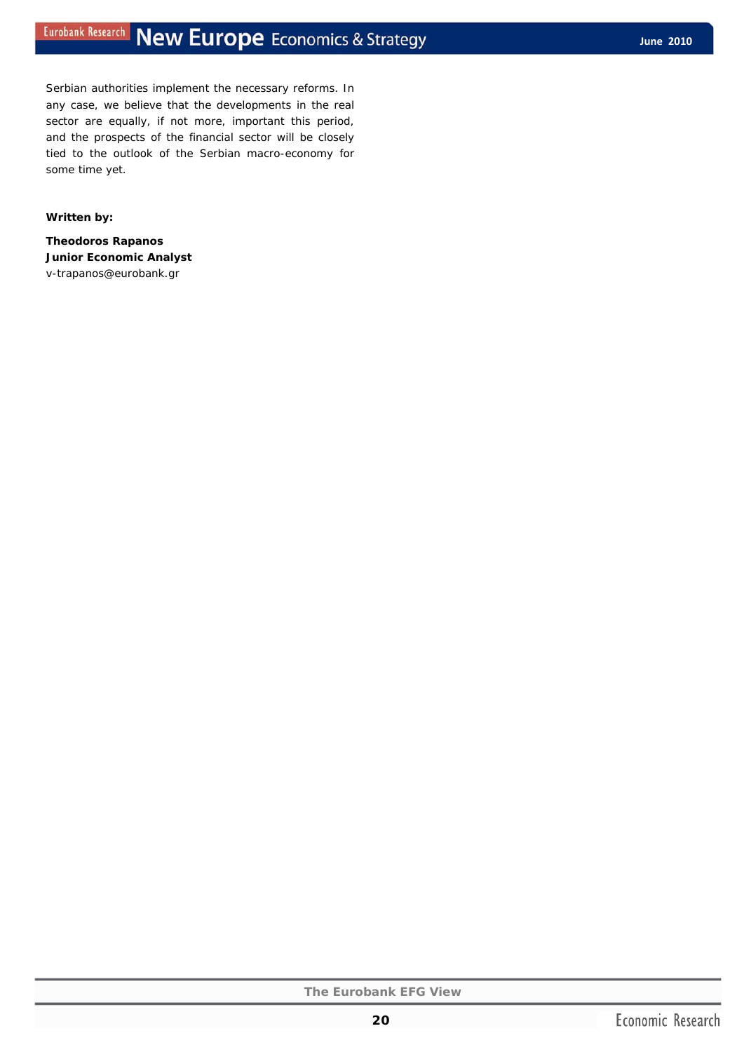Serbian authorities implement the necessary reforms. In any case, we believe that the developments in the real sector are equally, if not more, important this period, and the prospects of the financial sector will be closely tied to the outlook of the Serbian macro-economy for some time yet.

**Written by:**

**Theodoros Rapanos**
**Junior Economic Analyst**
v-trapanos@eurobank.gr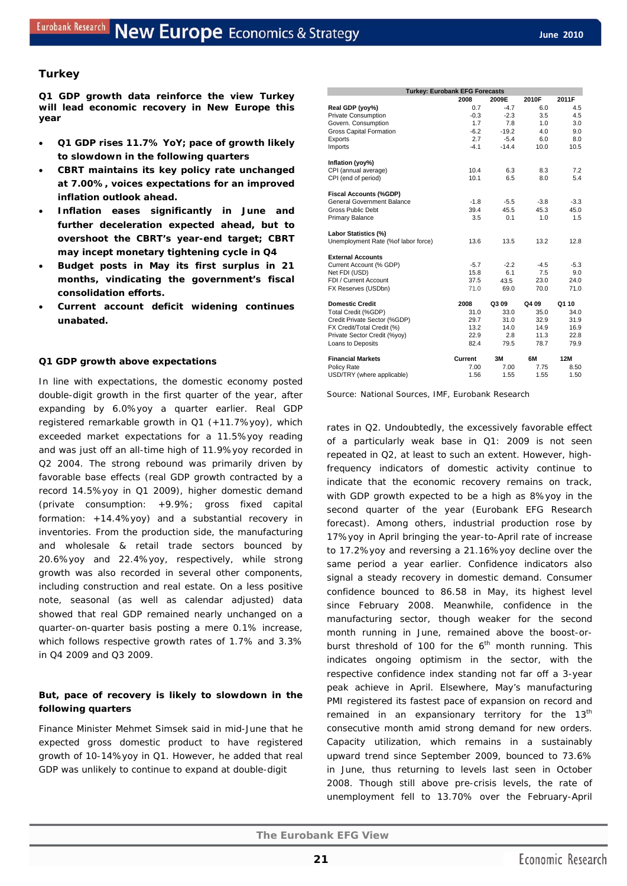## Turkey

**Q1 GDP growth data reinforce the view Turkey will lead economic recovery in New Europe this year**

- **Q1 GDP rises 11.7% YoY; pace of growth likely to slowdown in the following quarters**
- **CBRT maintains its key policy rate unchanged at 7.00%, voices expectations for an improved inflation outlook ahead.**
- **Inflation eases significantly in June and further deceleration expected ahead, but to overshoot the CBRT's year-end target; CBRT may incept monetary tightening cycle in Q4**
- **Budget posts in May its first surplus in 21 months, vindicating the government's fiscal consolidation efforts.**
- **Current account deficit widening continues unabated.**

| Turkey: Eurobank EFG Forecasts | 2008 | 2009E | 2010F | 2011F |
|---|---|---|---|---|
| **Real GDP (yoy%)** | 0.7 | -4.7 | 6.0 | 4.5 |
| Private Consumption | -0.3 | -2.3 | 3.5 | 4.5 |
| Govern. Consumption | 1.7 | 7.8 | 1.0 | 3.0 |
| Gross Capital Formation | -6.2 | -19.2 | 4.0 | 9.0 |
| Exports | 2.7 | -5.4 | 6.0 | 8.0 |
| Imports | -4.1 | -14.4 | 10.0 | 10.5 |
| **Inflation (yoy%)** | | | | |
| CPI (annual average) | 10.4 | 6.3 | 8.3 | 7.2 |
| CPI (end of period) | 10.1 | 6.5 | 8.0 | 5.4 |
| **Fiscal Accounts (%GDP)** | | | | |
| General Government Balance | -1.8 | -5.5 | -3.8 | -3.3 |
| Gross Public Debt | 39.4 | 45.5 | 45.3 | 45.0 |
| Primary Balance | 3.5 | 0.1 | 1.0 | 1.5 |
| **Labor Statistics (%)** | | | | |
| Unemployment Rate (%of labor force) | 13.6 | 13.5 | 13.2 | 12.8 |
| **External Accounts** | | | | |
| Current Account (% GDP) | -5.7 | -2.2 | -4.5 | -5.3 |
| Net FDI (USD) | 15.8 | 6.1 | 7.5 | 9.0 |
| FDI / Current Account | 37.5 | 43.5 | 23.0 | 24.0 |
| FX Reserves (USDbn) | 71.0 | 69.0 | 70.0 | 71.0 |
| **Domestic Credit** | **2008** | **Q3 09** | **Q4 09** | **Q1 10** |
| Total Credit (%GDP) | 31.0 | 33.0 | 35.0 | 34.0 |
| Credit Private Sector (%GDP) | 29.7 | 31.0 | 32.9 | 31.9 |
| FX Credit/Total Credit (%) | 13.2 | 14.0 | 14.9 | 16.9 |
| Private Sector Credit (%yoy) | 22.9 | 2.8 | 11.3 | 22.8 |
| Loans to Deposits | 82.4 | 79.5 | 78.7 | 79.9 |
| **Financial Markets** | **Current** | **3M** | **6M** | **12M** |
| Policy Rate | 7.00 | 7.00 | 7.75 | 8.50 |
| USD/TRY (where applicable) | 1.56 | 1.55 | 1.55 | 1.50 |

Source: National Sources, IMF, Eurobank Research

### Q1 GDP growth above expectations

In line with expectations, the domestic economy posted double-digit growth in the first quarter of the year, after expanding by 6.0%yoy a quarter earlier. Real GDP registered remarkable growth in Q1 (+11.7%yoy), which exceeded market expectations for a 11.5%yoy reading and was just off an all-time high of 11.9%yoy recorded in Q2 2004. The strong rebound was primarily driven by favorable base effects (real GDP growth contracted by a record 14.5%yoy in Q1 2009), higher domestic demand (private consumption: +9.9%; gross fixed capital formation: +14.4%yoy) and a substantial recovery in inventories. From the production side, the manufacturing and wholesale & retail trade sectors bounced by 20.6%yoy and 22.4%yoy, respectively, while strong growth was also recorded in several other components, including construction and real estate. On a less positive note, seasonal (as well as calendar adjusted) data showed that real GDP remained nearly unchanged on a quarter-on-quarter basis posting a mere 0.1% increase, which follows respective growth rates of 1.7% and 3.3% in Q4 2009 and Q3 2009.

### But, pace of recovery is likely to slowdown in the following quarters

Finance Minister Mehmet Simsek said in mid-June that he expected gross domestic product to have registered growth of 10-14%yoy in Q1. However, he added that real GDP was unlikely to continue to expand at double-digit rates in Q2. Undoubtedly, the excessively favorable effect of a particularly weak base in Q1: 2009 is not seen repeated in Q2, at least to such an extent. However, high-frequency indicators of domestic activity continue to indicate that the economic recovery remains on track, with GDP growth expected to be a high as 8%yoy in the second quarter of the year (Eurobank EFG Research forecast). Among others, industrial production rose by 17%yoy in April bringing the year-to-April rate of increase to 17.2%yoy and reversing a 21.16%yoy decline over the same period a year earlier. Confidence indicators also signal a steady recovery in domestic demand. Consumer confidence bounced to 86.58 in May, its highest level since February 2008. Meanwhile, confidence in the manufacturing sector, though weaker for the second month running in June, remained above the boost-or-burst threshold of 100 for the 6th month running. This indicates ongoing optimism in the sector, with the respective confidence index standing not far off a 3-year peak achieve in April. Elsewhere, May's manufacturing PMI registered its fastest pace of expansion on record and remained in an expansionary territory for the 13th consecutive month amid strong demand for new orders. Capacity utilization, which remains in a sustainably upward trend since September 2009, bounced to 73.6% in June, thus returning to levels last seen in October 2008. Though still above pre-crisis levels, the rate of unemployment fell to 13.70% over the February-April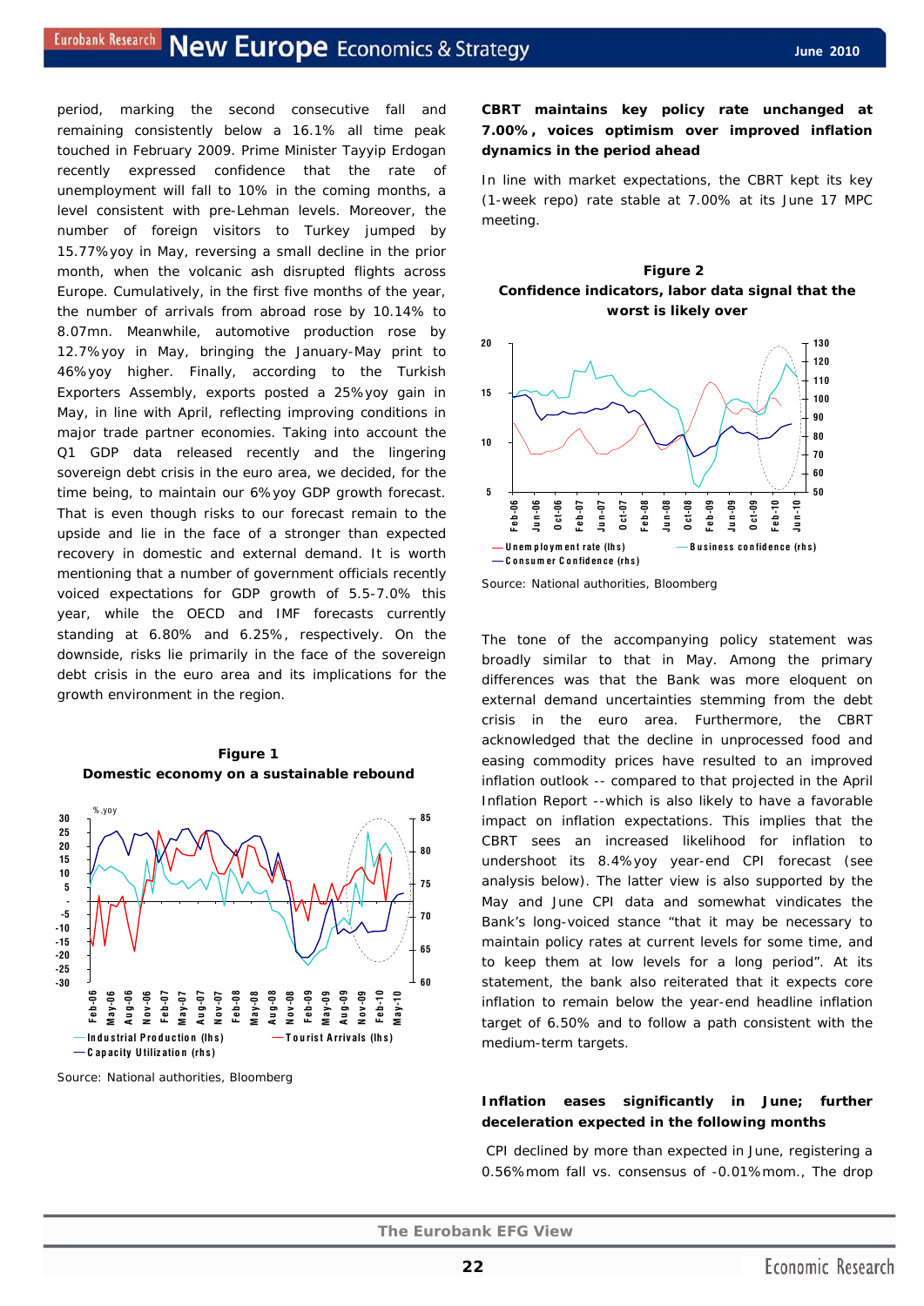period, marking the second consecutive fall and remaining consistently below a 16.1% all time peak touched in February 2009. Prime Minister Tayyip Erdogan recently expressed confidence that the rate of unemployment will fall to 10% in the coming months, a level consistent with pre-Lehman levels. Moreover, the number of foreign visitors to Turkey jumped by 15.77%yoy in May, reversing a small decline in the prior month, when the volcanic ash disrupted flights across Europe. Cumulatively, in the first five months of the year, the number of arrivals from abroad rose by 10.14% to 8.07mn. Meanwhile, automotive production rose by 12.7%yoy in May, bringing the January-May print to 46%yoy higher. Finally, according to the Turkish Exporters Assembly, exports posted a 25%yoy gain in May, in line with April, reflecting improving conditions in major trade partner economies. Taking into account the Q1 GDP data released recently and the lingering sovereign debt crisis in the euro area, we decided, for the time being, to maintain our 6%yoy GDP growth forecast. That is even though risks to our forecast remain to the upside and lie in the face of a stronger than expected recovery in domestic and external demand. It is worth mentioning that a number of government officials recently voiced expectations for GDP growth of 5.5-7.0% this year, while the OECD and IMF forecasts currently standing at 6.80% and 6.25%, respectively. On the downside, risks lie primarily in the face of the sovereign debt crisis in the euro area and its implications for the growth environment in the region.

**Figure 1**
**Domestic economy on a sustainable rebound**

Source: National authorities, Bloomberg

**CBRT maintains key policy rate unchanged at 7.00%, voices optimism over improved inflation dynamics in the period ahead**

In line with market expectations, the CBRT kept its key (1-week repo) rate stable at 7.00% at its June 17 MPC meeting.

**Figure 2**
**Confidence indicators, labor data signal that the worst is likely over**

Source: National authorities, Bloomberg

The tone of the accompanying policy statement was broadly similar to that in May. Among the primary differences was that the Bank was more eloquent on external demand uncertainties stemming from the debt crisis in the euro area. Furthermore, the CBRT acknowledged that the decline in unprocessed food and easing commodity prices have resulted to an improved inflation outlook -- compared to that projected in the April Inflation Report --which is also likely to have a favorable impact on inflation expectations. This implies that the CBRT sees an increased likelihood for inflation to undershoot its 8.4%yoy year-end CPI forecast (see analysis below). The latter view is also supported by the May and June CPI data and somewhat vindicates the Bank's long-voiced stance "that it may be necessary to maintain policy rates at current levels for some time, and to keep them at low levels for a long period". At its statement, the bank also reiterated that it expects core inflation to remain below the year-end headline inflation target of 6.50% and to follow a path consistent with the medium-term targets.

**Inflation eases significantly in June; further deceleration expected in the following months**

CPI declined by more than expected in June, registering a 0.56%mom fall vs. consensus of -0.01%mom., The drop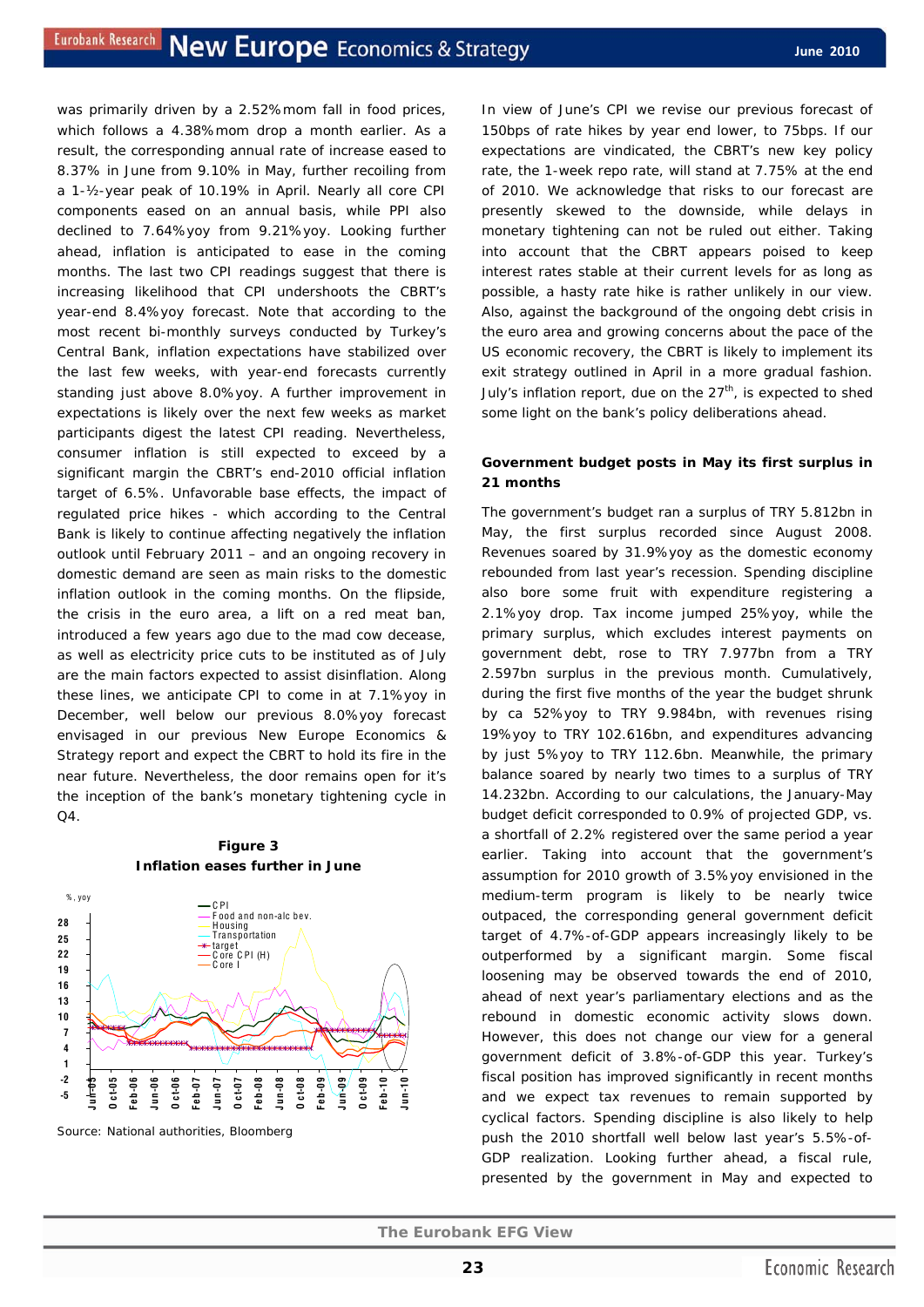was primarily driven by a 2.52%mom fall in food prices, which follows a 4.38%mom drop a month earlier. As a result, the corresponding annual rate of increase eased to 8.37% in June from 9.10% in May, further recoiling from a 1-½-year peak of 10.19% in April. Nearly all core CPI components eased on an annual basis, while PPI also declined to 7.64%yoy from 9.21%yoy. Looking further ahead, inflation is anticipated to ease in the coming months. The last two CPI readings suggest that there is increasing likelihood that CPI undershoots the CBRT's year-end 8.4%yoy forecast. Note that according to the most recent bi-monthly surveys conducted by Turkey's Central Bank, inflation expectations have stabilized over the last few weeks, with year-end forecasts currently standing just above 8.0%yoy. A further improvement in expectations is likely over the next few weeks as market participants digest the latest CPI reading. Nevertheless, consumer inflation is still expected to exceed by a significant margin the CBRT's end-2010 official inflation target of 6.5%. Unfavorable base effects, the impact of regulated price hikes - which according to the Central Bank is likely to continue affecting negatively the inflation outlook until February 2011 – and an ongoing recovery in domestic demand are seen as main risks to the domestic inflation outlook in the coming months. On the flipside, the crisis in the euro area, a lift on a red meat ban, introduced a few years ago due to the mad cow decease, as well as electricity price cuts to be instituted as of July are the main factors expected to assist disinflation. Along these lines, we anticipate CPI to come in at 7.1%yoy in December, well below our previous 8.0%yoy forecast envisaged in our previous New Europe Economics & Strategy report and expect the CBRT to hold its fire in the near future. Nevertheless, the door remains open for it's the inception of the bank's monetary tightening cycle in Q4.

**Figure 3**
**Inflation eases further in June**

Source: National authorities, Bloomberg

In view of June's CPI we revise our previous forecast of 150bps of rate hikes by year end lower, to 75bps. If our expectations are vindicated, the CBRT's new key policy rate, the 1-week repo rate, will stand at 7.75% at the end of 2010. We acknowledge that risks to our forecast are presently skewed to the downside, while delays in monetary tightening can not be ruled out either. Taking into account that the CBRT appears poised to keep interest rates stable at their current levels for as long as possible, a hasty rate hike is rather unlikely in our view. Also, against the background of the ongoing debt crisis in the euro area and growing concerns about the pace of the US economic recovery, the CBRT is likely to implement its exit strategy outlined in April in a more gradual fashion. July's inflation report, due on the 27th, is expected to shed some light on the bank's policy deliberations ahead.

**Government budget posts in May its first surplus in 21 months**

The government's budget ran a surplus of TRY 5.812bn in May, the first surplus recorded since August 2008. Revenues soared by 31.9%yoy as the domestic economy rebounded from last year's recession. Spending discipline also bore some fruit with expenditure registering a 2.1%yoy drop. Tax income jumped 25%yoy, while the primary surplus, which excludes interest payments on government debt, rose to TRY 7.977bn from a TRY 2.597bn surplus in the previous month. Cumulatively, during the first five months of the year the budget shrunk by ca 52%yoy to TRY 9.984bn, with revenues rising 19%yoy to TRY 102.616bn, and expenditures advancing by just 5%yoy to TRY 112.6bn. Meanwhile, the primary balance soared by nearly two times to a surplus of TRY 14.232bn. According to our calculations, the January-May budget deficit corresponded to 0.9% of projected GDP, vs. a shortfall of 2.2% registered over the same period a year earlier. Taking into account that the government's assumption for 2010 growth of 3.5%yoy envisioned in the medium-term program is likely to be nearly twice outpaced, the corresponding general government deficit target of 4.7%-of-GDP appears increasingly likely to be outperformed by a significant margin. Some fiscal loosening may be observed towards the end of 2010, ahead of next year's parliamentary elections and as the rebound in domestic economic activity slows down. However, this does not change our view for a general government deficit of 3.8%-of-GDP this year. Turkey's fiscal position has improved significantly in recent months and we expect tax revenues to remain supported by cyclical factors. Spending discipline is also likely to help push the 2010 shortfall well below last year's 5.5%-of-GDP realization. Looking further ahead, a fiscal rule, presented by the government in May and expected to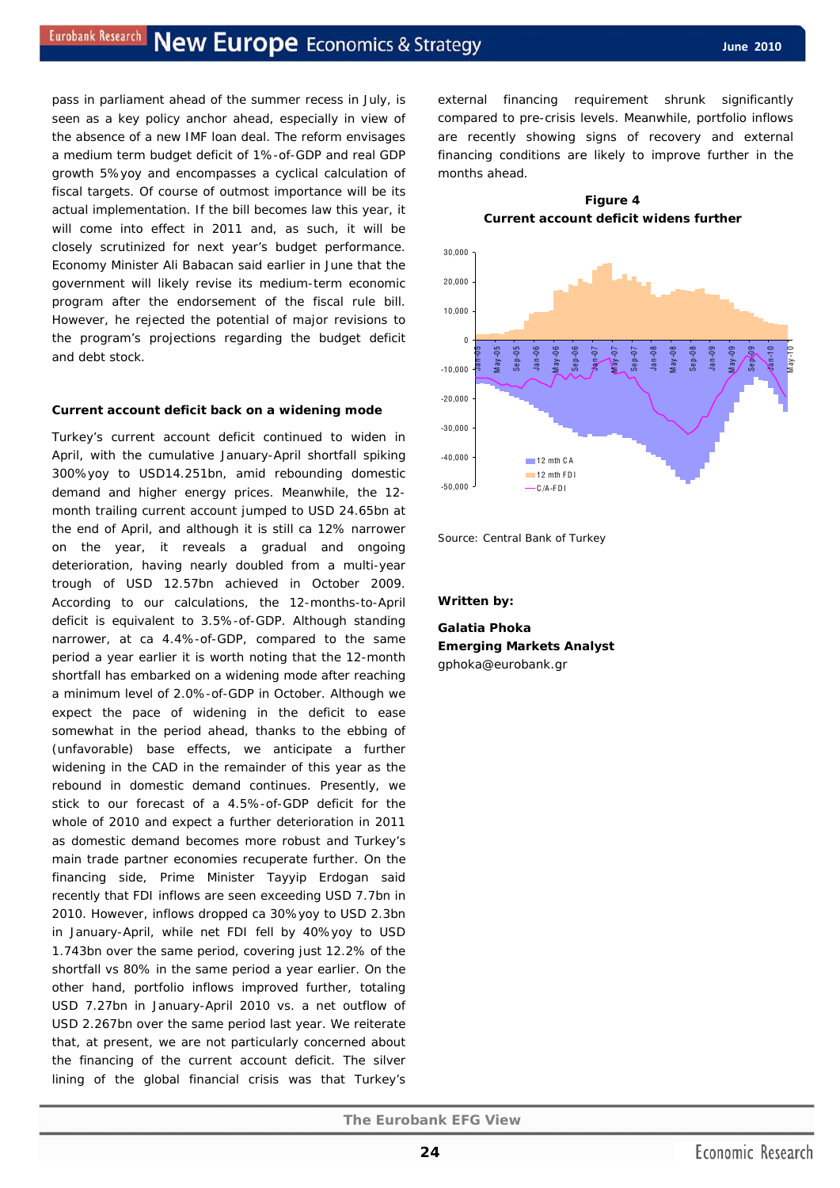pass in parliament ahead of the summer recess in July, is seen as a key policy anchor ahead, especially in view of the absence of a new IMF loan deal. The reform envisages a medium term budget deficit of 1%-of-GDP and real GDP growth 5%yoy and encompasses a cyclical calculation of fiscal targets. Of course of outmost importance will be its actual implementation. If the bill becomes law this year, it will come into effect in 2011 and, as such, it will be closely scrutinized for next year's budget performance. Economy Minister Ali Babacan said earlier in June that the government will likely revise its medium-term economic program after the endorsement of the fiscal rule bill. However, he rejected the potential of major revisions to the program's projections regarding the budget deficit and debt stock.

**Current account deficit back on a widening mode**

Turkey's current account deficit continued to widen in April, with the cumulative January-April shortfall spiking 300%yoy to USD14.251bn, amid rebounding domestic demand and higher energy prices. Meanwhile, the 12-month trailing current account jumped to USD 24.65bn at the end of April, and although it is still ca 12% narrower on the year, it reveals a gradual and ongoing deterioration, having nearly doubled from a multi-year trough of USD 12.57bn achieved in October 2009. According to our calculations, the 12-months-to-April deficit is equivalent to 3.5%-of-GDP. Although standing narrower, at ca 4.4%-of-GDP, compared to the same period a year earlier it is worth noting that the 12-month shortfall has embarked on a widening mode after reaching a minimum level of 2.0%-of-GDP in October. Although we expect the pace of widening in the deficit to ease somewhat in the period ahead, thanks to the ebbing of (unfavorable) base effects, we anticipate a further widening in the CAD in the remainder of this year as the rebound in domestic demand continues. Presently, we stick to our forecast of a 4.5%-of-GDP deficit for the whole of 2010 and expect a further deterioration in 2011 as domestic demand becomes more robust and Turkey's main trade partner economies recuperate further. On the financing side, Prime Minister Tayyip Erdogan said recently that FDI inflows are seen exceeding USD 7.7bn in 2010. However, inflows dropped ca 30%yoy to USD 2.3bn in January-April, while net FDI fell by 40%yoy to USD 1.743bn over the same period, covering just 12.2% of the shortfall vs 80% in the same period a year earlier. On the other hand, portfolio inflows improved further, totaling USD 7.27bn in January-April 2010 vs. a net outflow of USD 2.267bn over the same period last year. We reiterate that, at present, we are not particularly concerned about the financing of the current account deficit. The silver lining of the global financial crisis was that Turkey's external financing requirement shrunk significantly compared to pre-crisis levels. Meanwhile, portfolio inflows are recently showing signs of recovery and external financing conditions are likely to improve further in the months ahead.

**Figure 4**
**Current account deficit widens further**

Source: Central Bank of Turkey

**Written by:**

**Galatia Phoka**
**Emerging Markets Analyst**
gphoka@eurobank.gr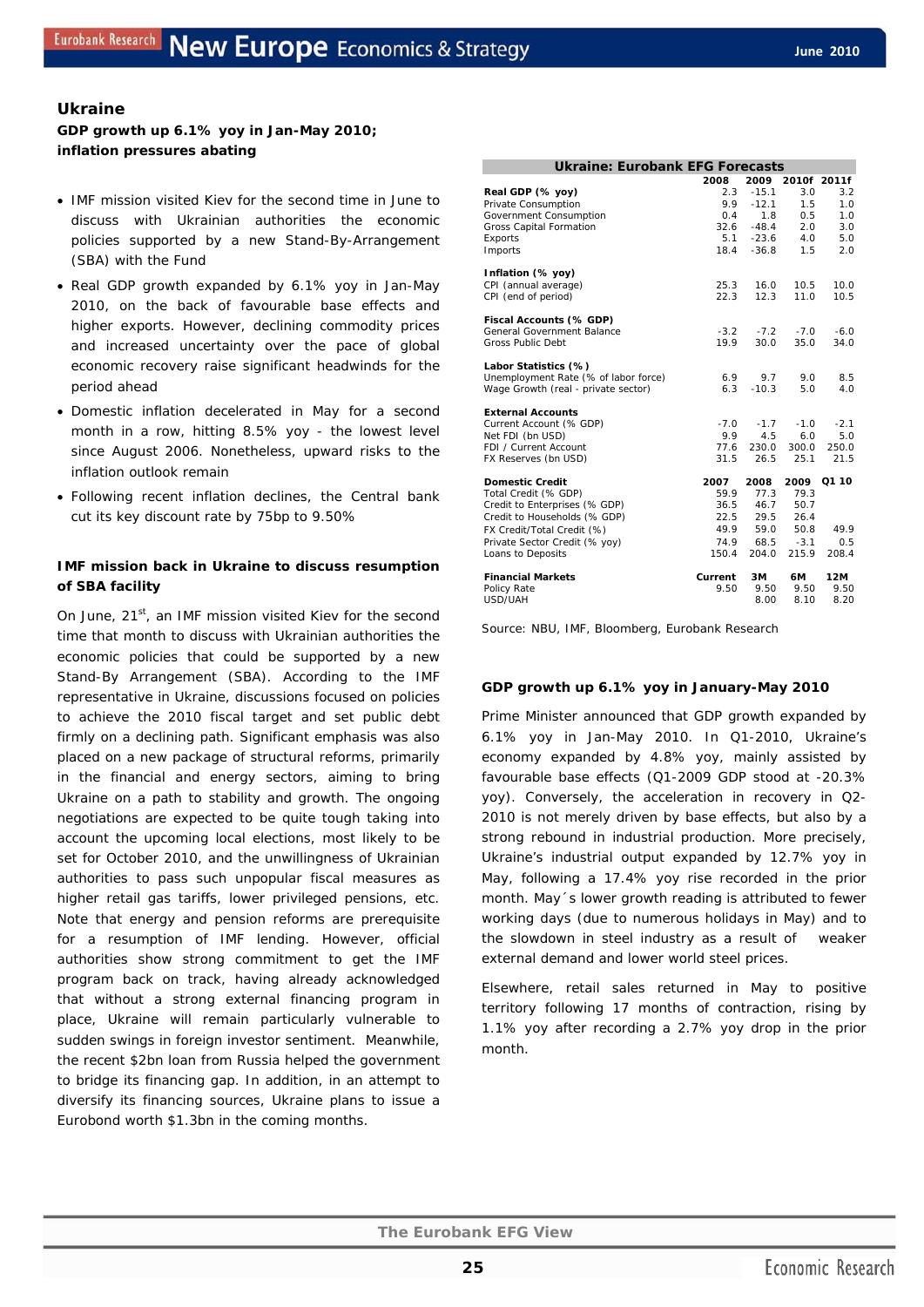## Ukraine

**GDP growth up 6.1% yoy in Jan-May 2010; inflation pressures abating**

- IMF mission visited Kiev for the second time in June to discuss with Ukrainian authorities the economic policies supported by a new Stand-By-Arrangement (SBA) with the Fund
- Real GDP growth expanded by 6.1% yoy in Jan-May 2010, on the back of favourable base effects and higher exports. However, declining commodity prices and increased uncertainty over the pace of global economic recovery raise significant headwinds for the period ahead
- Domestic inflation decelerated in May for a second month in a row, hitting 8.5% yoy - the lowest level since August 2006. Nonetheless, upward risks to the inflation outlook remain
- Following recent inflation declines, the Central bank cut its key discount rate by 75bp to 9.50%

### IMF mission back in Ukraine to discuss resumption of SBA facility

On June, 21st, an IMF mission visited Kiev for the second time that month to discuss with Ukrainian authorities the economic policies that could be supported by a new Stand-By Arrangement (SBA). According to the IMF representative in Ukraine, discussions focused on policies to achieve the 2010 fiscal target and set public debt firmly on a declining path. Significant emphasis was also placed on a new package of structural reforms, primarily in the financial and energy sectors, aiming to bring Ukraine on a path to stability and growth. The ongoing negotiations are expected to be quite tough taking into account the upcoming local elections, most likely to be set for October 2010, and the unwillingness of Ukrainian authorities to pass such unpopular fiscal measures as higher retail gas tariffs, lower privileged pensions, etc. Note that energy and pension reforms are prerequisite for a resumption of IMF lending. However, official authorities show strong commitment to get the IMF program back on track, having already acknowledged that without a strong external financing program in place, Ukraine will remain particularly vulnerable to sudden swings in foreign investor sentiment. Meanwhile, the recent $2bn loan from Russia helped the government to bridge its financing gap. In addition, in an attempt to diversify its financing sources, Ukraine plans to issue a Eurobond worth $1.3bn in the coming months.

**Ukraine: Eurobank EFG Forecasts**

| | 2008 | 2009 | 2010f | 2011f |
|---|---|---|---|---|
| **Real GDP (% yoy)** | 2.3 | -15.1 | 3.0 | 3.2 |
| Private Consumption | 9.9 | -12.1 | 1.5 | 1.0 |
| Government Consumption | 0.4 | 1.8 | 0.5 | 1.0 |
| Gross Fixed Capital Formation | 32.6 | -48.4 | 2.0 | 3.0 |
| Exports | 5.1 | -23.6 | 4.0 | 5.0 |
| Imports | 18.4 | -36.8 | 1.5 | 2.0 |
| **Inflation (% yoy)** | | | | |
| CPI (annual average) | 25.3 | 16.0 | 10.5 | 10.0 |
| CPI (end of period) | 22.3 | 12.3 | 11.0 | 10.5 |
| **Fiscal Accounts (% GDP)** | | | | |
| General Government Balance | -3.2 | -7.2 | -7.0 | -6.0 |
| Gross Public Debt | 19.9 | 30.0 | 35.0 | 34.0 |
| **Labor Statistics (%)** | | | | |
| Unemployment Rate (% of labor force) | 6.9 | 9.7 | 9.0 | 8.5 |
| Wage Growth (real - private sector) | 6.3 | -10.3 | 5.0 | 4.0 |
| **External Accounts** | | | | |
| Current Account (% GDP) | -7.0 | -1.7 | -1.0 | -2.1 |
| Net FDI (bn USD) | 9.9 | 4.5 | 6.0 | 5.0 |
| FDI / Current Account | 77.6 | 230.0 | 300.0 | 250.0 |
| FX Reserves (bn USD) | 31.5 | 26.5 | 25.1 | 21.5 |
| **Domestic Credit** | **2007** | **2008** | **2009** | **Q1 10** |
| Total Credit (% GDP) | 59.9 | 77.3 | 79.3 | |
| Credit to Enterprises (% GDP) | 36.5 | 46.7 | 50.7 | |
| Credit to Households (% GDP) | 22.5 | 29.5 | 26.4 | |
| FX Credit/Total Credit (%) | 49.9 | 59.0 | 50.8 | 49.9 |
| Private Sector Credit (% yoy) | 74.9 | 68.5 | -3.1 | 0.5 |
| Loans to Deposits | 150.4 | 204.0 | 215.9 | 208.4 |
| **Financial Markets** | **Current** | **3M** | **6M** | **12M** |
| Policy Rate | 9.50 | 9.50 | 9.50 | 9.50 |
| USD/UAH | | 8.00 | 8.10 | 8.20 |

Source: NBU, IMF, Bloomberg, Eurobank Research

### GDP growth up 6.1% yoy in January-May 2010

Prime Minister announced that GDP growth expanded by 6.1% yoy in Jan-May 2010. In Q1-2010, Ukraine's economy expanded by 4.8% yoy, mainly assisted by favourable base effects (Q1-2009 GDP stood at -20.3% yoy). Conversely, the acceleration in recovery in Q2-2010 is not merely driven by base effects, but also by a strong rebound in industrial production. More precisely, Ukraine's industrial output expanded by 12.7% yoy in May, following a 17.4% yoy rise recorded in the prior month. May´s lower growth reading is attributed to fewer working days (due to numerous holidays in May) and to the slowdown in steel industry as a result of weaker external demand and lower world steel prices.

Elsewhere, retail sales returned in May to positive territory following 17 months of contraction, rising by 1.1% yoy after recording a 2.7% yoy drop in the prior month.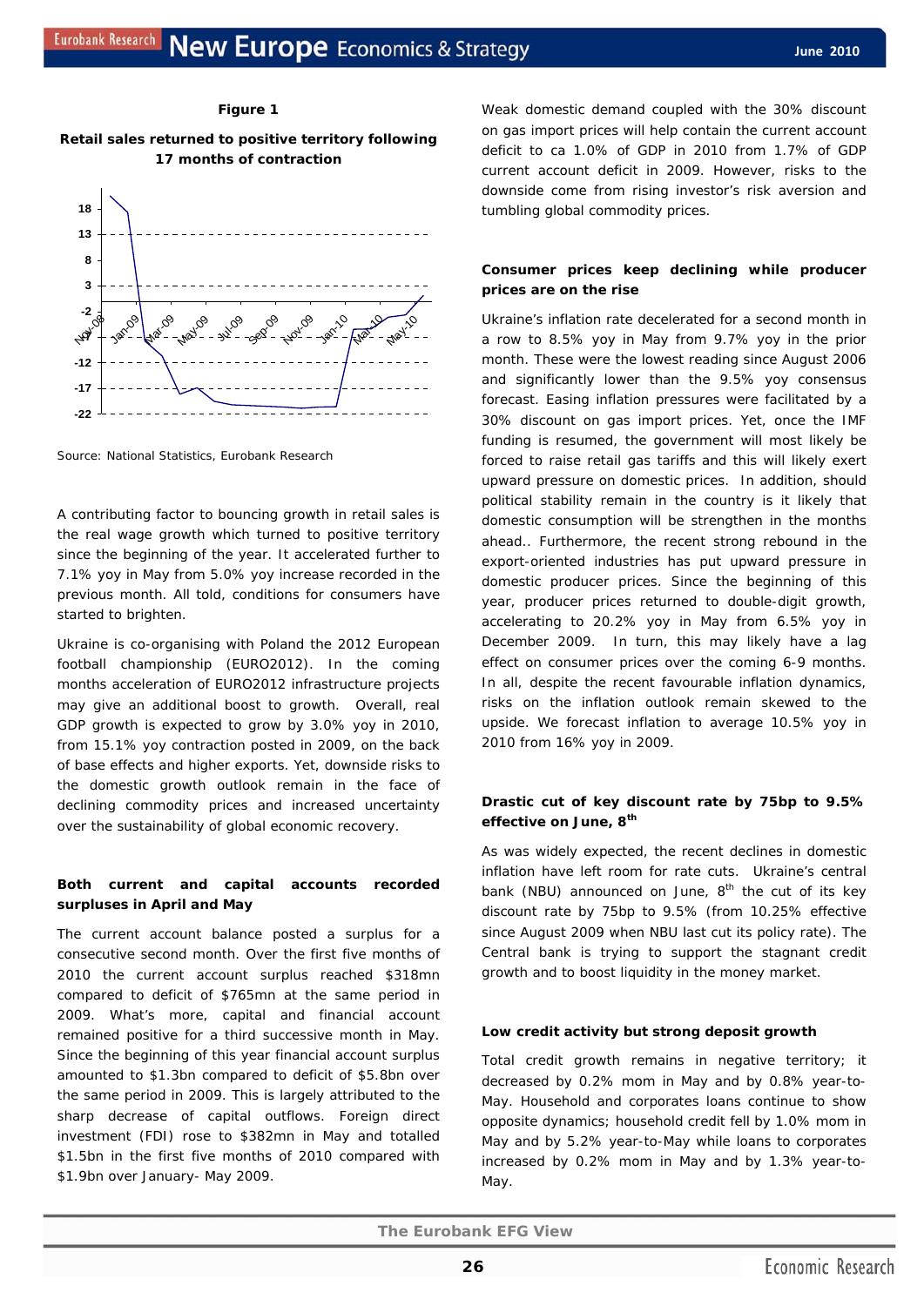**Figure 1**

**Retail sales returned to positive territory following 17 months of contraction**

Source: National Statistics, Eurobank Research

A contributing factor to bouncing growth in retail sales is the real wage growth which turned to positive territory since the beginning of the year. It accelerated further to 7.1% yoy in May from 5.0% yoy increase recorded in the previous month. All told, conditions for consumers have started to brighten.

Ukraine is co-organising with Poland the 2012 European football championship (EURO2012). In the coming months acceleration of EURO2012 infrastructure projects may give an additional boost to growth. Overall, real GDP growth is expected to grow by 3.0% yoy in 2010, from 15.1% yoy contraction posted in 2009, on the back of base effects and higher exports. Yet, downside risks to the domestic growth outlook remain in the face of declining commodity prices and increased uncertainty over the sustainability of global economic recovery.

**Both current and capital accounts recorded surpluses in April and May**

The current account balance posted a surplus for a consecutive second month. Over the first five months of 2010 the current account surplus reached $318mn compared to deficit of $765mn at the same period in 2009. What's more, capital and financial account remained positive for a third successive month in May. Since the beginning of this year financial account surplus amounted to $1.3bn compared to deficit of $5.8bn over the same period in 2009. This is largely attributed to the sharp decrease of capital outflows. Foreign direct investment (FDI) rose to $382mn in May and totalled $1.5bn in the first five months of 2010 compared with $1.9bn over January- May 2009.

Weak domestic demand coupled with the 30% discount on gas import prices will help contain the current account deficit to ca 1.0% of GDP in 2010 from 1.7% of GDP current account deficit in 2009. However, risks to the downside come from rising investor's risk aversion and tumbling global commodity prices.

**Consumer prices keep declining while producer prices are on the rise**

Ukraine's inflation rate decelerated for a second month in a row to 8.5% yoy in May from 9.7% yoy in the prior month. These were the lowest reading since August 2006 and significantly lower than the 9.5% yoy consensus forecast. Easing inflation pressures were facilitated by a 30% discount on gas import prices. Yet, once the IMF funding is resumed, the government will most likely be forced to raise retail gas tariffs and this will likely exert upward pressure on domestic prices. In addition, should political stability remain in the country is it likely that domestic consumption will be strengthen in the months ahead.. Furthermore, the recent strong rebound in the export-oriented industries has put upward pressure in domestic producer prices. Since the beginning of this year, producer prices returned to double-digit growth, accelerating to 20.2% yoy in May from 6.5% yoy in December 2009. In turn, this may likely have a lag effect on consumer prices over the coming 6-9 months. In all, despite the recent favourable inflation dynamics, risks on the inflation outlook remain skewed to the upside. We forecast inflation to average 10.5% yoy in 2010 from 16% yoy in 2009.

**Drastic cut of key discount rate by 75bp to 9.5% effective on June, 8th**

As was widely expected, the recent declines in domestic inflation have left room for rate cuts. Ukraine's central bank (NBU) announced on June, 8th the cut of its key discount rate by 75bp to 9.5% (from 10.25% effective since August 2009 when NBU last cut its policy rate). The Central bank is trying to support the stagnant credit growth and to boost liquidity in the money market.

**Low credit activity but strong deposit growth**

Total credit growth remains in negative territory; it decreased by 0.2% mom in May and by 0.8% year-to-May. Household and corporates loans continue to show opposite dynamics; household credit fell by 1.0% mom in May and by 5.2% year-to-May while loans to corporates increased by 0.2% mom in May and by 1.3% year-to-May.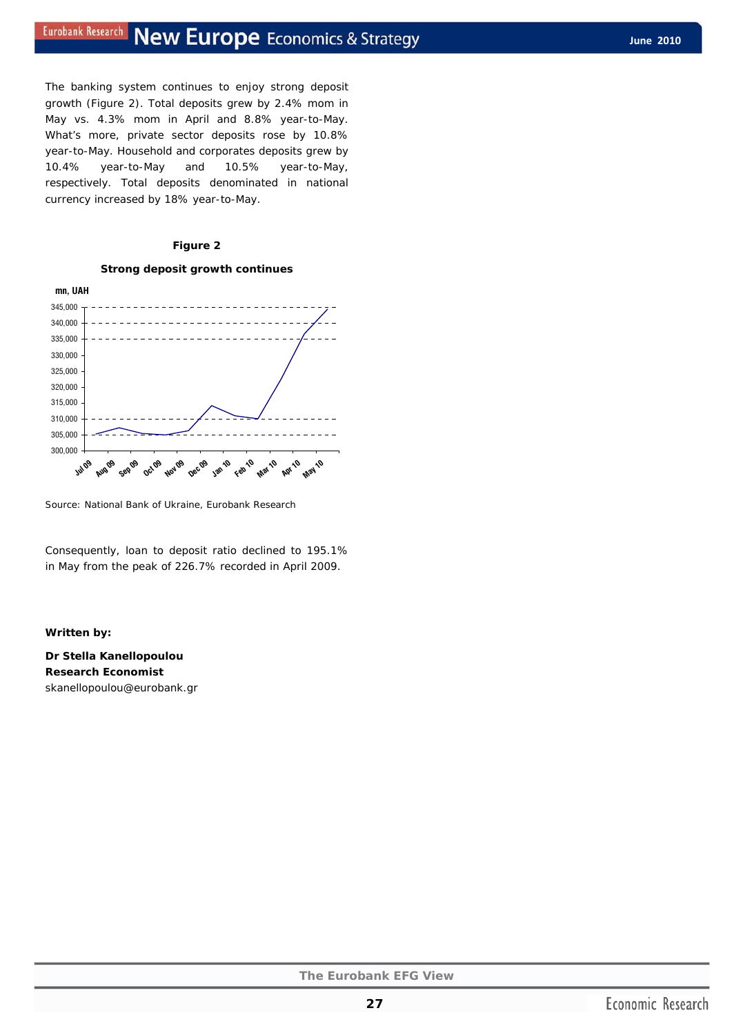The banking system continues to enjoy strong deposit growth (Figure 2). Total deposits grew by 2.4% mom in May vs. 4.3% mom in April and 8.8% year-to-May. What's more, private sector deposits rose by 10.8% year-to-May. Household and corporates deposits grew by 10.4% year-to-May and 10.5% year-to-May, respectively. Total deposits denominated in national currency increased by 18% year-to-May.

**Figure 2**

**Strong deposit growth continues**

Source: National Bank of Ukraine, Eurobank Research

Consequently, loan to deposit ratio declined to 195.1% in May from the peak of 226.7% recorded in April 2009.

**Written by:**

**Dr Stella Kanellopoulou**
**Research Economist**
skanellopoulou@eurobank.gr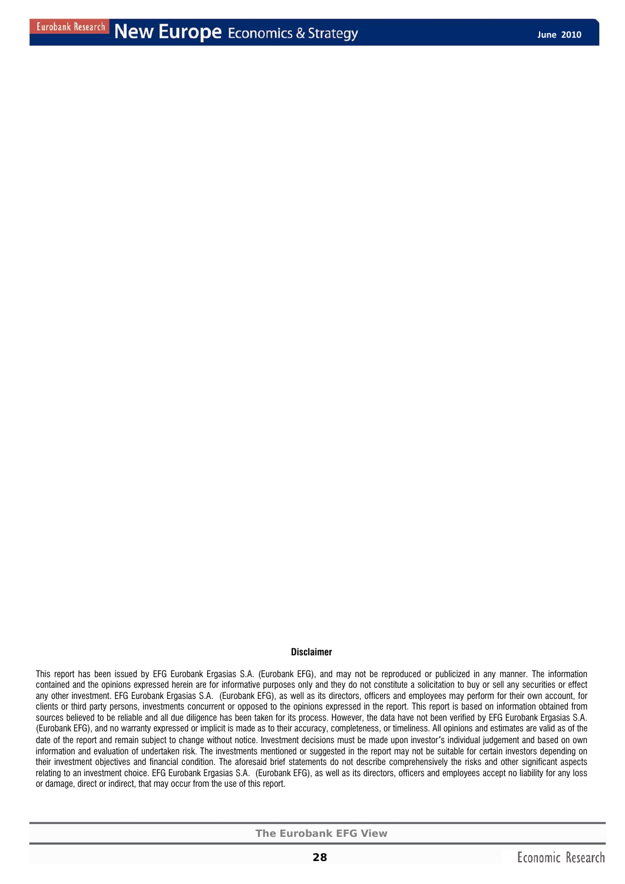**Disclaimer**

This report has been issued by EFG Eurobank Ergasias S.A. (Eurobank EFG), and may not be reproduced or publicized in any manner. The information contained and the opinions expressed herein are for informative purposes only and they do not constitute a solicitation to buy or sell any securities or effect any other investment. EFG Eurobank Ergasias S.A. (Eurobank EFG), as well as its directors, officers and employees may perform for their own account, for clients or third party persons, investments concurrent or opposed to the opinions expressed in the report. This report is based on information obtained from sources believed to be reliable and all due diligence has been taken for its process. However, the data have not been verified by EFG Eurobank Ergasias S.A. (Eurobank EFG), and no warranty expressed or implicit is made as to their accuracy, completeness, or timeliness. All opinions and estimates are valid as of the date of the report and remain subject to change without notice. Investment decisions must be made upon investor's individual judgement and based on own information and evaluation of undertaken risk. The investments mentioned or suggested in the report may not be suitable for certain investors depending on their investment objectives and financial condition. The aforesaid brief statements do not describe comprehensively the risks and other significant aspects relating to an investment choice. EFG Eurobank Ergasias S.A. (Eurobank EFG), as well as its directors, officers and employees accept no liability for any loss or damage, direct or indirect, that may occur from the use of this report.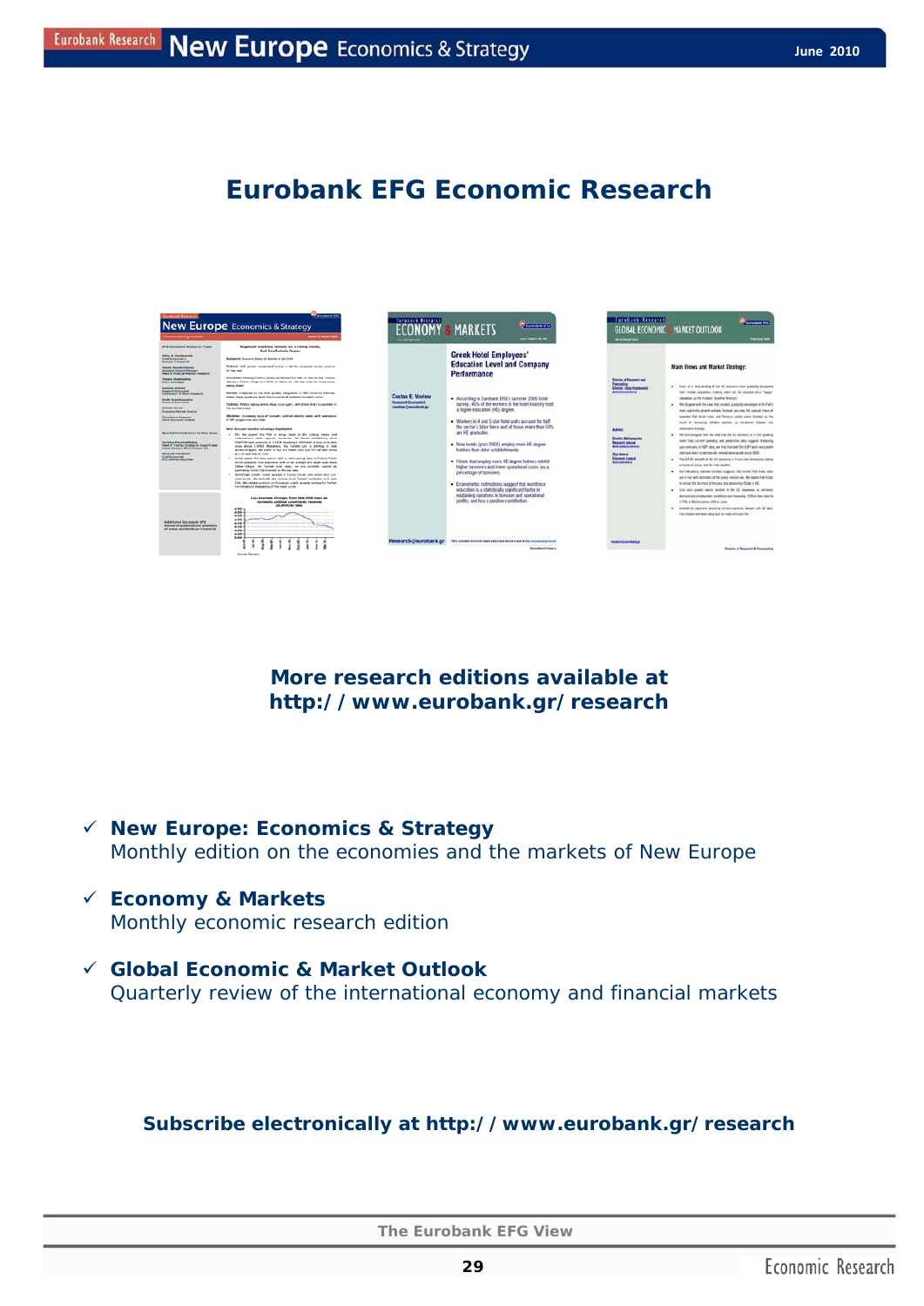# Eurobank EFG Economic Research

**More research editions available at http://www.eurobank.gr/research**

- ✓ **New Europe: Economics & Strategy**
  Monthly edition on the economies and the markets of New Europe

- ✓ **Economy & Markets**
  Monthly economic research edition

- ✓ **Global Economic & Market Outlook**
  Quarterly review of the international economy and financial markets

**Subscribe electronically at http://www.eurobank.gr/research**